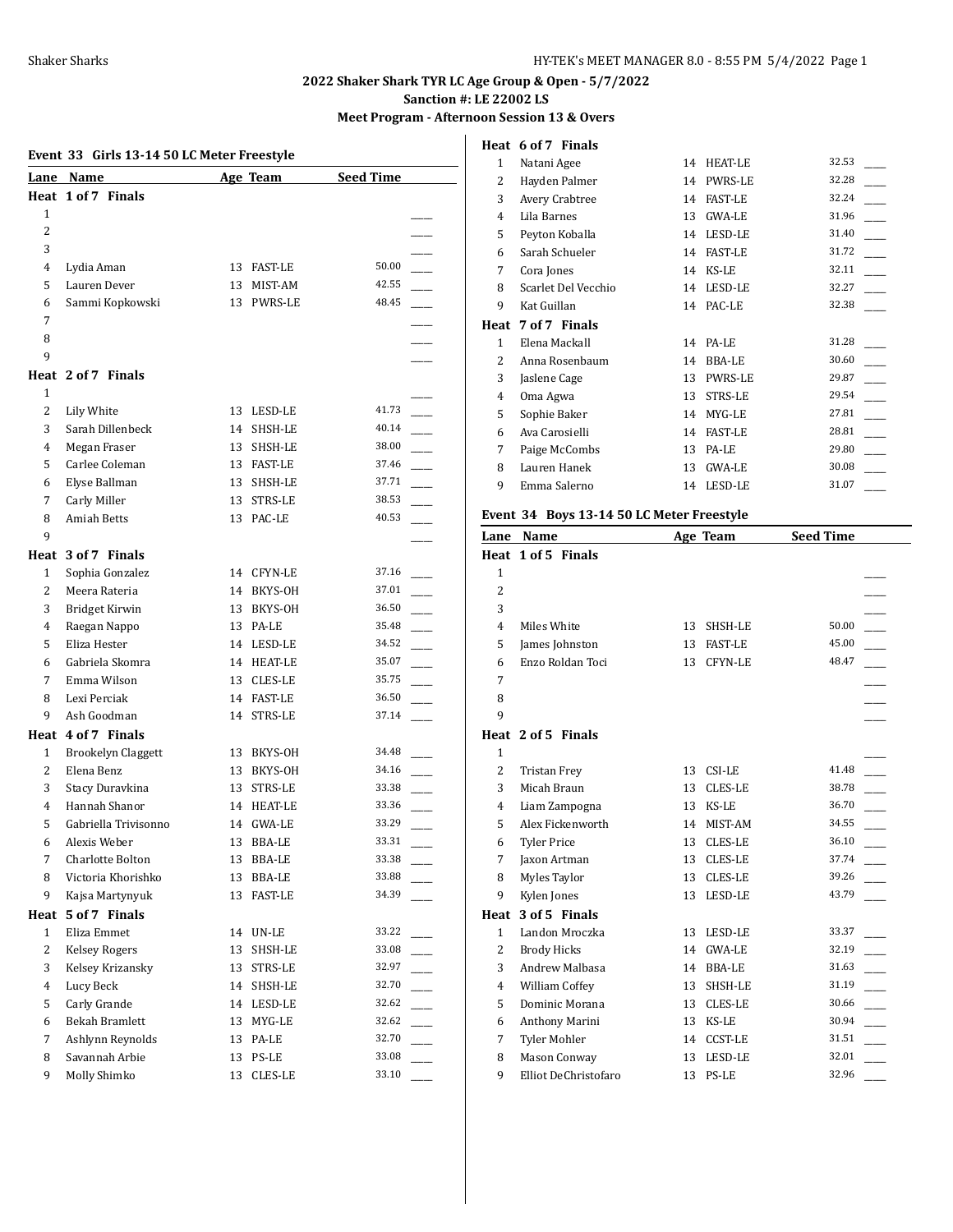## 2022 Shaker Shark TYR LC Age Group & Open - 5/7/2022

**Sanction #: LE 22002 LS**

**Meet Program - Afternoon Session 13 & Overs**

### Event 33 Girls 13-14 50 LC Meter Freestyle

| Lane | Name | Age | Team | Seed Time | |
|---|---|---|---|---|---|
| **Heat 1 of 7 Finals** | | | | | |
| 1 | | | | | ____ |
| 2 | | | | | ____ |
| 3 | | | | | ____ |
| 4 | Lydia Aman | 13 | FAST-LE | 50.00 | ____ |
| 5 | Lauren Dever | 13 | MIST-AM | 42.55 | ____ |
| 6 | Sammi Kopkowski | 13 | PWRS-LE | 48.45 | ____ |
| 7 | | | | | ____ |
| 8 | | | | | ____ |
| 9 | | | | | ____ |
| **Heat 2 of 7 Finals** | | | | | |
| 1 | | | | | ____ |
| 2 | Lily White | 13 | LESD-LE | 41.73 | ____ |
| 3 | Sarah Dillenbeck | 14 | SHSH-LE | 40.14 | ____ |
| 4 | Megan Fraser | 13 | SHSH-LE | 38.00 | ____ |
| 5 | Carlee Coleman | 13 | FAST-LE | 37.46 | ____ |
| 6 | Elyse Ballman | 13 | SHSH-LE | 37.71 | ____ |
| 7 | Carly Miller | 13 | STRS-LE | 38.53 | ____ |
| 8 | Amiah Betts | 13 | PAC-LE | 40.53 | ____ |
| 9 | | | | | ____ |
| **Heat 3 of 7 Finals** | | | | | |
| 1 | Sophia Gonzalez | 14 | CFYN-LE | 37.16 | ____ |
| 2 | Meera Rateria | 14 | BKYS-OH | 37.01 | ____ |
| 3 | Bridget Kirwin | 13 | BKYS-OH | 36.50 | ____ |
| 4 | Raegan Nappo | 13 | PA-LE | 35.48 | ____ |
| 5 | Eliza Hester | 14 | LESD-LE | 34.52 | ____ |
| 6 | Gabriela Skomra | 14 | HEAT-LE | 35.07 | ____ |
| 7 | Emma Wilson | 13 | CLES-LE | 35.75 | ____ |
| 8 | Lexi Perciak | 14 | FAST-LE | 36.50 | ____ |
| 9 | Ash Goodman | 14 | STRS-LE | 37.14 | ____ |
| **Heat 4 of 7 Finals** | | | | | |
| 1 | Brookelyn Claggett | 13 | BKYS-OH | 34.48 | ____ |
| 2 | Elena Benz | 13 | BKYS-OH | 34.16 | ____ |
| 3 | Stacy Duravkina | 13 | STRS-LE | 33.38 | ____ |
| 4 | Hannah Shanor | 14 | HEAT-LE | 33.36 | ____ |
| 5 | Gabriella Trivisonno | 14 | GWA-LE | 33.29 | ____ |
| 6 | Alexis Weber | 13 | BBA-LE | 33.31 | ____ |
| 7 | Charlotte Bolton | 13 | BBA-LE | 33.38 | ____ |
| 8 | Victoria Khorishko | 13 | BBA-LE | 33.88 | ____ |
| 9 | Kajsa Martynyuk | 13 | FAST-LE | 34.39 | ____ |
| **Heat 5 of 7 Finals** | | | | | |
| 1 | Eliza Emmet | 14 | UN-LE | 33.22 | ____ |
| 2 | Kelsey Rogers | 13 | SHSH-LE | 33.08 | ____ |
| 3 | Kelsey Krizansky | 13 | STRS-LE | 32.97 | ____ |
| 4 | Lucy Beck | 14 | SHSH-LE | 32.70 | ____ |
| 5 | Carly Grande | 14 | LESD-LE | 32.62 | ____ |
| 6 | Bekah Bramlett | 13 | MYG-LE | 32.62 | ____ |
| 7 | Ashlynn Reynolds | 13 | PA-LE | 32.70 | ____ |
| 8 | Savannah Arbie | 13 | PS-LE | 33.08 | ____ |
| 9 | Molly Shimko | 13 | CLES-LE | 33.10 | ____ |
| **Heat 6 of 7 Finals** | | | | | |
| 1 | Natani Agee | 14 | HEAT-LE | 32.53 | ____ |
| 2 | Hayden Palmer | 14 | PWRS-LE | 32.28 | ____ |
| 3 | Avery Crabtree | 14 | FAST-LE | 32.24 | ____ |
| 4 | Lila Barnes | 13 | GWA-LE | 31.96 | ____ |
| 5 | Peyton Koballa | 14 | LESD-LE | 31.40 | ____ |
| 6 | Sarah Schueler | 14 | FAST-LE | 31.72 | ____ |
| 7 | Cora Jones | 14 | KS-LE | 32.11 | ____ |
| 8 | Scarlet Del Vecchio | 14 | LESD-LE | 32.27 | ____ |
| 9 | Kat Guillan | 14 | PAC-LE | 32.38 | ____ |
| **Heat 7 of 7 Finals** | | | | | |
| 1 | Elena Mackall | 14 | PA-LE | 31.28 | ____ |
| 2 | Anna Rosenbaum | 14 | BBA-LE | 30.60 | ____ |
| 3 | Jaslene Cage | 13 | PWRS-LE | 29.87 | ____ |
| 4 | Oma Agwa | 13 | STRS-LE | 29.54 | ____ |
| 5 | Sophie Baker | 14 | MYG-LE | 27.81 | ____ |
| 6 | Ava Carosielli | 14 | FAST-LE | 28.81 | ____ |
| 7 | Paige McCombs | 13 | PA-LE | 29.80 | ____ |
| 8 | Lauren Hanek | 13 | GWA-LE | 30.08 | ____ |
| 9 | Emma Salerno | 14 | LESD-LE | 31.07 | ____ |

### Event 34 Boys 13-14 50 LC Meter Freestyle

| Lane | Name | Age | Team | Seed Time | |
|---|---|---|---|---|---|
| **Heat 1 of 5 Finals** | | | | | |
| 1 | | | | | ____ |
| 2 | | | | | ____ |
| 3 | | | | | ____ |
| 4 | Miles White | 13 | SHSH-LE | 50.00 | ____ |
| 5 | James Johnston | 13 | FAST-LE | 45.00 | ____ |
| 6 | Enzo Roldan Toci | 13 | CFYN-LE | 48.47 | ____ |
| 7 | | | | | ____ |
| 8 | | | | | ____ |
| 9 | | | | | ____ |
| **Heat 2 of 5 Finals** | | | | | |
| 1 | | | | | ____ |
| 2 | Tristan Frey | 13 | CSI-LE | 41.48 | ____ |
| 3 | Micah Braun | 13 | CLES-LE | 38.78 | ____ |
| 4 | Liam Zampogna | 13 | KS-LE | 36.70 | ____ |
| 5 | Alex Fickenworth | 14 | MIST-AM | 34.55 | ____ |
| 6 | Tyler Price | 13 | CLES-LE | 36.10 | ____ |
| 7 | Jaxon Artman | 13 | CLES-LE | 37.74 | ____ |
| 8 | Myles Taylor | 13 | CLES-LE | 39.26 | ____ |
| 9 | Kylen Jones | 13 | LESD-LE | 43.79 | ____ |
| **Heat 3 of 5 Finals** | | | | | |
| 1 | Landon Mroczka | 13 | LESD-LE | 33.37 | ____ |
| 2 | Brody Hicks | 14 | GWA-LE | 32.19 | ____ |
| 3 | Andrew Malbasa | 14 | BBA-LE | 31.63 | ____ |
| 4 | William Coffey | 13 | SHSH-LE | 31.19 | ____ |
| 5 | Dominic Morana | 13 | CLES-LE | 30.66 | ____ |
| 6 | Anthony Marini | 13 | KS-LE | 30.94 | ____ |
| 7 | Tyler Mohler | 14 | CCST-LE | 31.51 | ____ |
| 8 | Mason Conway | 13 | LESD-LE | 32.01 | ____ |
| 9 | Elliot DeChristofaro | 13 | PS-LE | 32.96 | ____ |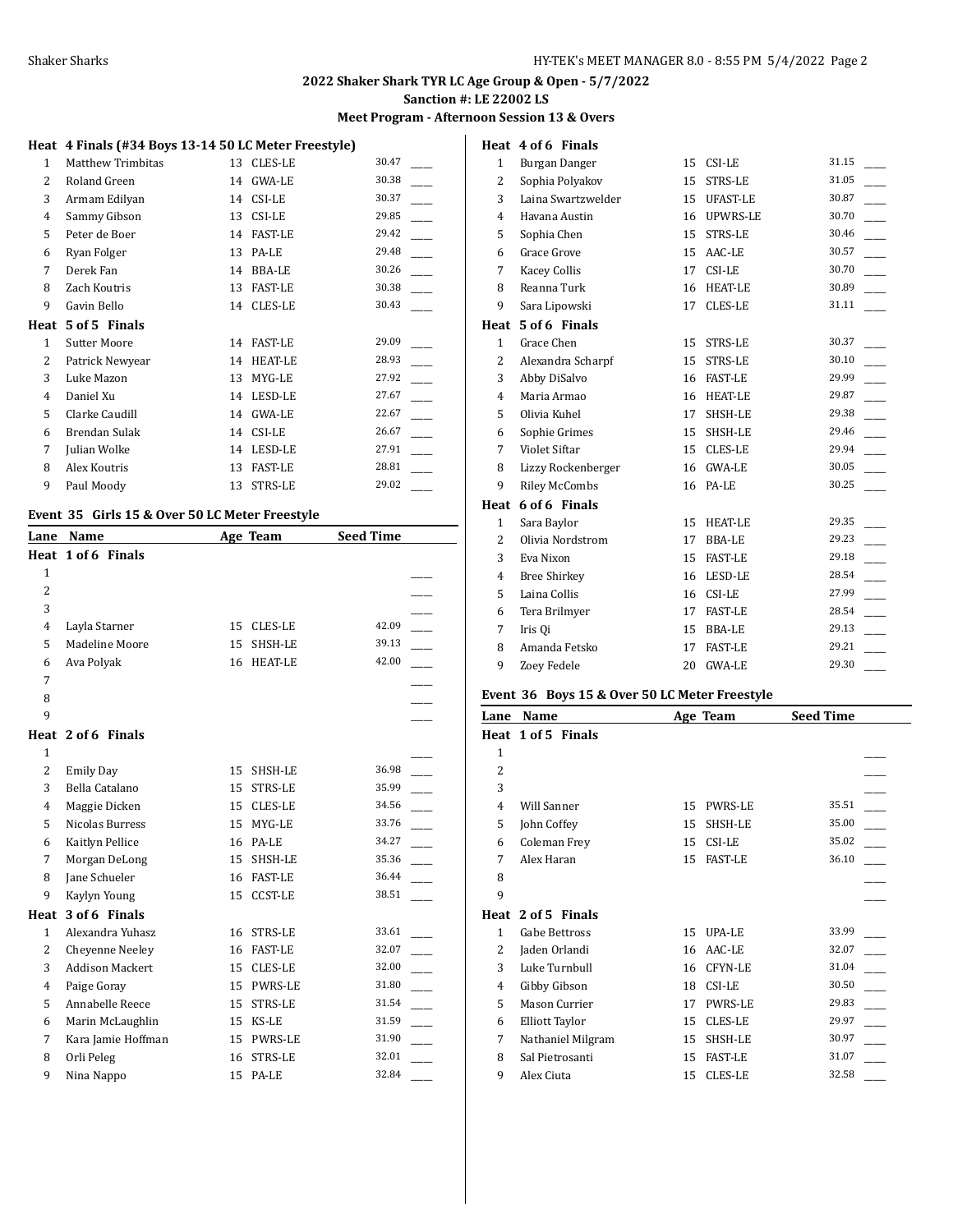## 2022 Shaker Shark TYR LC Age Group & Open - 5/7/2022

**Sanction #: LE 22002 LS**

**Meet Program - Afternoon Session 13 & Overs**

**Heat 4 Finals (#34 Boys 13-14 50 LC Meter Freestyle)**

| Lane | Name | Age | Team | Seed Time | |
|---|---|---|---|---|---|
| 1 | Matthew Trimbitas | 13 | CLES-LE | 30.47 | ____ |
| 2 | Roland Green | 14 | GWA-LE | 30.38 | ____ |
| 3 | Armam Edilyan | 14 | CSI-LE | 30.37 | ____ |
| 4 | Sammy Gibson | 13 | CSI-LE | 29.85 | ____ |
| 5 | Peter de Boer | 14 | FAST-LE | 29.42 | ____ |
| 6 | Ryan Folger | 13 | PA-LE | 29.48 | ____ |
| 7 | Derek Fan | 14 | BBA-LE | 30.26 | ____ |
| 8 | Zach Koutris | 13 | FAST-LE | 30.38 | ____ |
| 9 | Gavin Bello | 14 | CLES-LE | 30.43 | ____ |

**Heat 5 of 5 Finals**

| Lane | Name | Age | Team | Seed Time | |
|---|---|---|---|---|---|
| 1 | Sutter Moore | 14 | FAST-LE | 29.09 | ____ |
| 2 | Patrick Newyear | 14 | HEAT-LE | 28.93 | ____ |
| 3 | Luke Mazon | 13 | MYG-LE | 27.92 | ____ |
| 4 | Daniel Xu | 14 | LESD-LE | 27.67 | ____ |
| 5 | Clarke Caudill | 14 | GWA-LE | 22.67 | ____ |
| 6 | Brendan Sulak | 14 | CSI-LE | 26.67 | ____ |
| 7 | Julian Wolke | 14 | LESD-LE | 27.91 | ____ |
| 8 | Alex Koutris | 13 | FAST-LE | 28.81 | ____ |
| 9 | Paul Moody | 13 | STRS-LE | 29.02 | ____ |

### Event 35 Girls 15 & Over 50 LC Meter Freestyle

**Heat 1 of 6 Finals**

| Lane | Name | Age | Team | Seed Time | |
|---|---|---|---|---|---|
| 1 | | | | | ____ |
| 2 | | | | | ____ |
| 3 | | | | | ____ |
| 4 | Layla Starner | 15 | CLES-LE | 42.09 | ____ |
| 5 | Madeline Moore | 15 | SHSH-LE | 39.13 | ____ |
| 6 | Ava Polyak | 16 | HEAT-LE | 42.00 | ____ |
| 7 | | | | | ____ |
| 8 | | | | | ____ |
| 9 | | | | | ____ |

**Heat 2 of 6 Finals**

| Lane | Name | Age | Team | Seed Time | |
|---|---|---|---|---|---|
| 1 | | | | | ____ |
| 2 | Emily Day | 15 | SHSH-LE | 36.98 | ____ |
| 3 | Bella Catalano | 15 | STRS-LE | 35.99 | ____ |
| 4 | Maggie Dicken | 15 | CLES-LE | 34.56 | ____ |
| 5 | Nicolas Burress | 15 | MYG-LE | 33.76 | ____ |
| 6 | Kaitlyn Pellice | 16 | PA-LE | 34.27 | ____ |
| 7 | Morgan DeLong | 15 | SHSH-LE | 35.36 | ____ |
| 8 | Jane Schueler | 16 | FAST-LE | 36.44 | ____ |
| 9 | Kaylyn Young | 15 | CCST-LE | 38.51 | ____ |

**Heat 3 of 6 Finals**

| Lane | Name | Age | Team | Seed Time | |
|---|---|---|---|---|---|
| 1 | Alexandra Yuhasz | 16 | STRS-LE | 33.61 | ____ |
| 2 | Cheyenne Neeley | 16 | FAST-LE | 32.07 | ____ |
| 3 | Addison Mackert | 15 | CLES-LE | 32.00 | ____ |
| 4 | Paige Goray | 15 | PWRS-LE | 31.80 | ____ |
| 5 | Annabelle Reece | 15 | STRS-LE | 31.54 | ____ |
| 6 | Marin McLaughlin | 15 | KS-LE | 31.59 | ____ |
| 7 | Kara Jamie Hoffman | 15 | PWRS-LE | 31.90 | ____ |
| 8 | Orli Peleg | 16 | STRS-LE | 32.01 | ____ |
| 9 | Nina Nappo | 15 | PA-LE | 32.84 | ____ |

**Heat 4 of 6 Finals**

| Lane | Name | Age | Team | Seed Time | |
|---|---|---|---|---|---|
| 1 | Burgan Danger | 15 | CSI-LE | 31.15 | ____ |
| 2 | Sophia Polyakov | 15 | STRS-LE | 31.05 | ____ |
| 3 | Laina Swartzwelder | 15 | UFAST-LE | 30.87 | ____ |
| 4 | Havana Austin | 16 | UPWRS-LE | 30.70 | ____ |
| 5 | Sophia Chen | 15 | STRS-LE | 30.46 | ____ |
| 6 | Grace Grove | 15 | AAC-LE | 30.57 | ____ |
| 7 | Kacey Collis | 17 | CSI-LE | 30.70 | ____ |
| 8 | Reanna Turk | 16 | HEAT-LE | 30.89 | ____ |
| 9 | Sara Lipowski | 17 | CLES-LE | 31.11 | ____ |

**Heat 5 of 6 Finals**

| Lane | Name | Age | Team | Seed Time | |
|---|---|---|---|---|---|
| 1 | Grace Chen | 15 | STRS-LE | 30.37 | ____ |
| 2 | Alexandra Scharpf | 15 | STRS-LE | 30.10 | ____ |
| 3 | Abby DiSalvo | 16 | FAST-LE | 29.99 | ____ |
| 4 | Maria Armao | 16 | HEAT-LE | 29.87 | ____ |
| 5 | Olivia Kuhel | 17 | SHSH-LE | 29.38 | ____ |
| 6 | Sophie Grimes | 15 | SHSH-LE | 29.46 | ____ |
| 7 | Violet Siftar | 15 | CLES-LE | 29.94 | ____ |
| 8 | Lizzy Rockenberger | 16 | GWA-LE | 30.05 | ____ |
| 9 | Riley McCombs | 16 | PA-LE | 30.25 | ____ |

**Heat 6 of 6 Finals**

| Lane | Name | Age | Team | Seed Time | |
|---|---|---|---|---|---|
| 1 | Sara Baylor | 15 | HEAT-LE | 29.35 | ____ |
| 2 | Olivia Nordstrom | 17 | BBA-LE | 29.23 | ____ |
| 3 | Eva Nixon | 15 | FAST-LE | 29.18 | ____ |
| 4 | Bree Shirkey | 16 | LESD-LE | 28.54 | ____ |
| 5 | Laina Collis | 16 | CSI-LE | 27.99 | ____ |
| 6 | Tera Brilmyer | 17 | FAST-LE | 28.54 | ____ |
| 7 | Iris Qi | 15 | BBA-LE | 29.13 | ____ |
| 8 | Amanda Fetsko | 17 | FAST-LE | 29.21 | ____ |
| 9 | Zoey Fedele | 20 | GWA-LE | 29.30 | ____ |

### Event 36 Boys 15 & Over 50 LC Meter Freestyle

**Heat 1 of 5 Finals**

| Lane | Name | Age | Team | Seed Time | |
|---|---|---|---|---|---|
| 1 | | | | | ____ |
| 2 | | | | | ____ |
| 3 | | | | | ____ |
| 4 | Will Sanner | 15 | PWRS-LE | 35.51 | ____ |
| 5 | John Coffey | 15 | SHSH-LE | 35.00 | ____ |
| 6 | Coleman Frey | 15 | CSI-LE | 35.02 | ____ |
| 7 | Alex Haran | 15 | FAST-LE | 36.10 | ____ |
| 8 | | | | | ____ |
| 9 | | | | | ____ |

**Heat 2 of 5 Finals**

| Lane | Name | Age | Team | Seed Time | |
|---|---|---|---|---|---|
| 1 | Gabe Bettross | 15 | UPA-LE | 33.99 | ____ |
| 2 | Jaden Orlandi | 16 | AAC-LE | 32.07 | ____ |
| 3 | Luke Turnbull | 16 | CFYN-LE | 31.04 | ____ |
| 4 | Gibby Gibson | 18 | CSI-LE | 30.50 | ____ |
| 5 | Mason Currier | 17 | PWRS-LE | 29.83 | ____ |
| 6 | Elliott Taylor | 15 | CLES-LE | 29.97 | ____ |
| 7 | Nathaniel Milgram | 15 | SHSH-LE | 30.97 | ____ |
| 8 | Sal Pietrosanti | 15 | FAST-LE | 31.07 | ____ |
| 9 | Alex Ciuta | 15 | CLES-LE | 32.58 | ____ |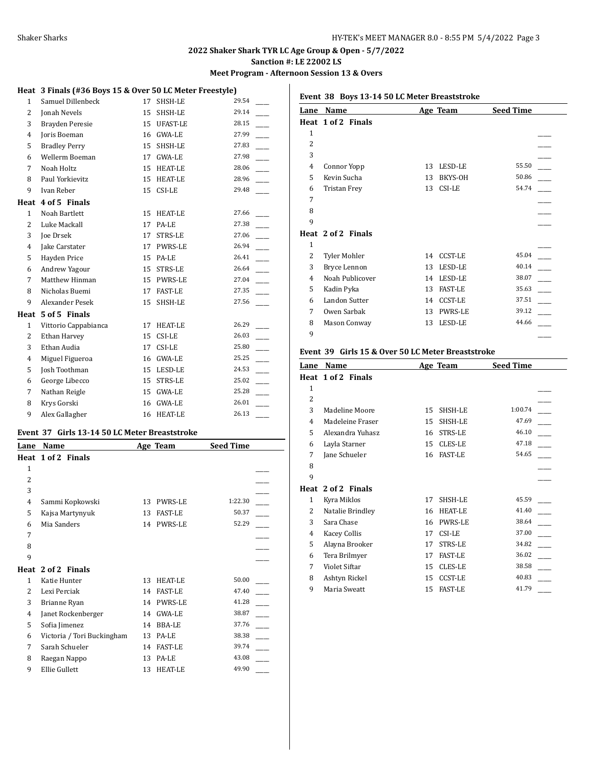## 2022 Shaker Shark TYR LC Age Group & Open - 5/7/2022

**Sanction #: LE 22002 LS**

**Meet Program - Afternoon Session 13 & Overs**

### Heat 3 Finals (#36 Boys 15 & Over 50 LC Meter Freestyle)

| Lane | Name | Age | Team | Seed Time | |
|---|---|---|---|---|---|
| 1 | Samuel Dillenbeck | 17 | SHSH-LE | 29.54 | ____ |
| 2 | Jonah Nevels | 15 | SHSH-LE | 29.14 | ____ |
| 3 | Brayden Peresie | 15 | UFAST-LE | 28.15 | ____ |
| 4 | Joris Boeman | 16 | GWA-LE | 27.99 | ____ |
| 5 | Bradley Perry | 15 | SHSH-LE | 27.83 | ____ |
| 6 | Wellerm Boeman | 17 | GWA-LE | 27.98 | ____ |
| 7 | Noah Holtz | 15 | HEAT-LE | 28.06 | ____ |
| 8 | Paul Yorkievitz | 15 | HEAT-LE | 28.96 | ____ |
| 9 | Ivan Reber | 15 | CSI-LE | 29.48 | ____ |

### Heat 4 of 5 Finals

| Lane | Name | Age | Team | Seed Time | |
|---|---|---|---|---|---|
| 1 | Noah Bartlett | 15 | HEAT-LE | 27.66 | ____ |
| 2 | Luke Mackall | 17 | PA-LE | 27.38 | ____ |
| 3 | Joe Drsek | 17 | STRS-LE | 27.06 | ____ |
| 4 | Jake Carstater | 17 | PWRS-LE | 26.94 | ____ |
| 5 | Hayden Price | 15 | PA-LE | 26.41 | ____ |
| 6 | Andrew Yagour | 15 | STRS-LE | 26.64 | ____ |
| 7 | Matthew Hinman | 15 | PWRS-LE | 27.04 | ____ |
| 8 | Nicholas Buemi | 17 | FAST-LE | 27.35 | ____ |
| 9 | Alexander Pesek | 15 | SHSH-LE | 27.56 | ____ |

### Heat 5 of 5 Finals

| Lane | Name | Age | Team | Seed Time | |
|---|---|---|---|---|---|
| 1 | Vittorio Cappabianca | 17 | HEAT-LE | 26.29 | ____ |
| 2 | Ethan Harvey | 15 | CSI-LE | 26.03 | ____ |
| 3 | Ethan Audia | 17 | CSI-LE | 25.80 | ____ |
| 4 | Miguel Figueroa | 16 | GWA-LE | 25.25 | ____ |
| 5 | Josh Toothman | 15 | LESD-LE | 24.53 | ____ |
| 6 | George Libecco | 15 | STRS-LE | 25.02 | ____ |
| 7 | Nathan Reigle | 15 | GWA-LE | 25.28 | ____ |
| 8 | Krys Gorski | 16 | GWA-LE | 26.01 | ____ |
| 9 | Alex Gallagher | 16 | HEAT-LE | 26.13 | ____ |

### Event 37 Girls 13-14 50 LC Meter Breaststroke

| Lane | Name | Age | Team | Seed Time | |
|---|---|---|---|---|---|
| **Heat 1 of 2 Finals** | | | | | |
| 1 | | | | | ____ |
| 2 | | | | | ____ |
| 3 | | | | | ____ |
| 4 | Sammi Kopkowski | 13 | PWRS-LE | 1:22.30 | ____ |
| 5 | Kajsa Martynyuk | 13 | FAST-LE | 50.37 | ____ |
| 6 | Mia Sanders | 14 | PWRS-LE | 52.29 | ____ |
| 7 | | | | | ____ |
| 8 | | | | | ____ |
| 9 | | | | | ____ |
| **Heat 2 of 2 Finals** | | | | | |
| 1 | Katie Hunter | 13 | HEAT-LE | 50.00 | ____ |
| 2 | Lexi Perciak | 14 | FAST-LE | 47.40 | ____ |
| 3 | Brianne Ryan | 14 | PWRS-LE | 41.28 | ____ |
| 4 | Janet Rockenberger | 14 | GWA-LE | 38.87 | ____ |
| 5 | Sofia Jimenez | 14 | BBA-LE | 37.76 | ____ |
| 6 | Victoria / Tori Buckingham | 13 | PA-LE | 38.38 | ____ |
| 7 | Sarah Schueler | 14 | FAST-LE | 39.74 | ____ |
| 8 | Raegan Nappo | 13 | PA-LE | 43.08 | ____ |
| 9 | Ellie Gullett | 13 | HEAT-LE | 49.90 | ____ |

### Event 38 Boys 13-14 50 LC Meter Breaststroke

| Lane | Name | Age | Team | Seed Time | |
|---|---|---|---|---|---|
| **Heat 1 of 2 Finals** | | | | | |
| 1 | | | | | ____ |
| 2 | | | | | ____ |
| 3 | | | | | ____ |
| 4 | Connor Yopp | 13 | LESD-LE | 55.50 | ____ |
| 5 | Kevin Sucha | 13 | BKYS-OH | 50.86 | ____ |
| 6 | Tristan Frey | 13 | CSI-LE | 54.74 | ____ |
| 7 | | | | | ____ |
| 8 | | | | | ____ |
| 9 | | | | | ____ |
| **Heat 2 of 2 Finals** | | | | | |
| 1 | | | | | ____ |
| 2 | Tyler Mohler | 14 | CCST-LE | 45.04 | ____ |
| 3 | Bryce Lennon | 13 | LESD-LE | 40.14 | ____ |
| 4 | Noah Publicover | 14 | LESD-LE | 38.07 | ____ |
| 5 | Kadin Pyka | 13 | FAST-LE | 35.63 | ____ |
| 6 | Landon Sutter | 14 | CCST-LE | 37.51 | ____ |
| 7 | Owen Sarbak | 13 | PWRS-LE | 39.12 | ____ |
| 8 | Mason Conway | 13 | LESD-LE | 44.66 | ____ |
| 9 | | | | | ____ |

### Event 39 Girls 15 & Over 50 LC Meter Breaststroke

| Lane | Name | Age | Team | Seed Time | |
|---|---|---|---|---|---|
| **Heat 1 of 2 Finals** | | | | | |
| 1 | | | | | ____ |
| 2 | | | | | ____ |
| 3 | Madeline Moore | 15 | SHSH-LE | 1:00.74 | ____ |
| 4 | Madeleine Fraser | 15 | SHSH-LE | 47.69 | ____ |
| 5 | Alexandra Yuhasz | 16 | STRS-LE | 46.10 | ____ |
| 6 | Layla Starner | 15 | CLES-LE | 47.18 | ____ |
| 7 | Jane Schueler | 16 | FAST-LE | 54.65 | ____ |
| 8 | | | | | ____ |
| 9 | | | | | ____ |
| **Heat 2 of 2 Finals** | | | | | |
| 1 | Kyra Miklos | 17 | SHSH-LE | 45.59 | ____ |
| 2 | Natalie Brindley | 16 | HEAT-LE | 41.40 | ____ |
| 3 | Sara Chase | 16 | PWRS-LE | 38.64 | ____ |
| 4 | Kacey Collis | 17 | CSI-LE | 37.00 | ____ |
| 5 | Alayna Brooker | 17 | STRS-LE | 34.82 | ____ |
| 6 | Tera Brilmyer | 17 | FAST-LE | 36.02 | ____ |
| 7 | Violet Siftar | 15 | CLES-LE | 38.58 | ____ |
| 8 | Ashtyn Rickel | 15 | CCST-LE | 40.83 | ____ |
| 9 | Maria Sweatt | 15 | FAST-LE | 41.79 | ____ |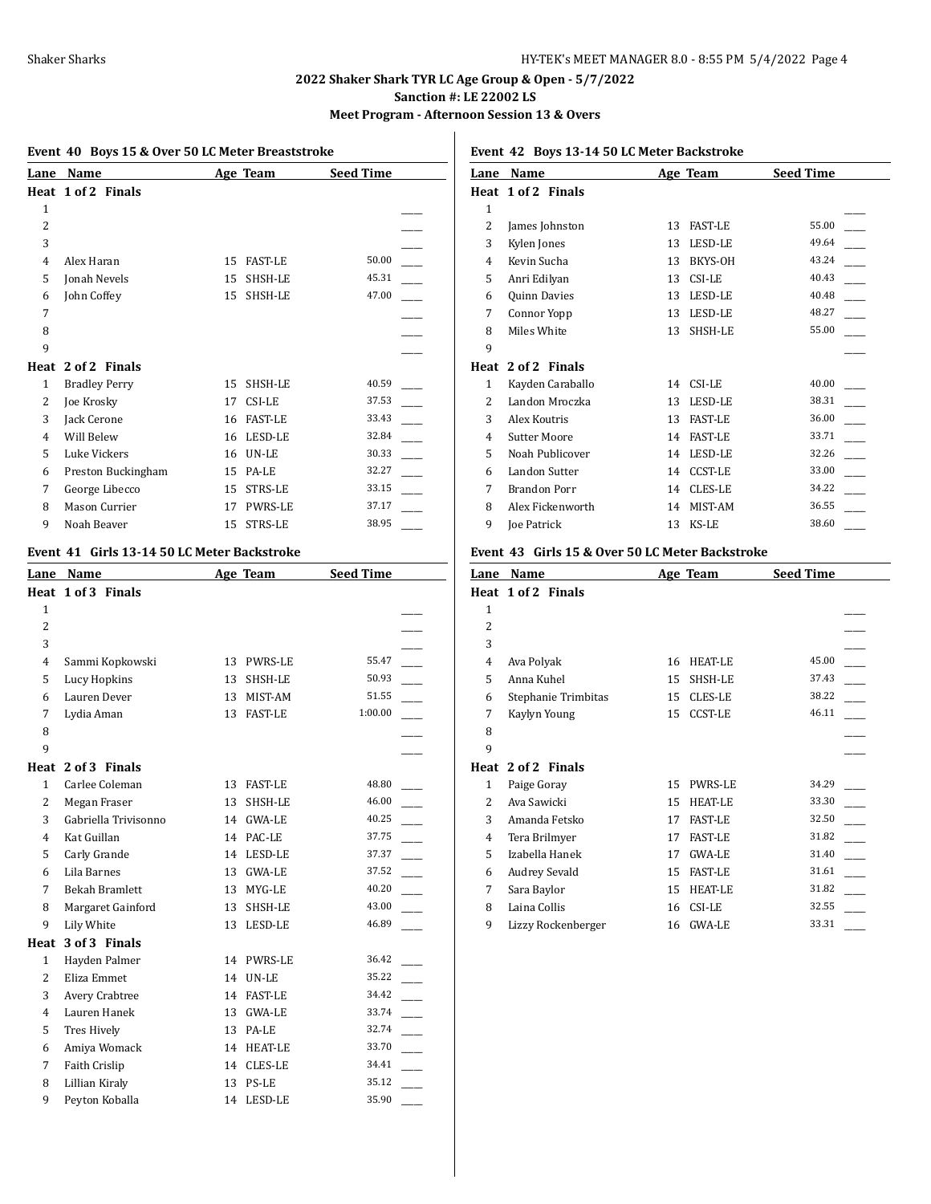## 2022 Shaker Shark TYR LC Age Group & Open - 5/7/2022

**Sanction #: LE 22002 LS**

**Meet Program - Afternoon Session 13 & Overs**

### Event 40 Boys 15 & Over 50 LC Meter Breaststroke

| Lane | Name | Age | Team | Seed Time | |
|---|---|---|---|---|---|
| **Heat 1 of 2 Finals** | | | | | |
| 1 | | | | | ____ |
| 2 | | | | | ____ |
| 3 | | | | | ____ |
| 4 | Alex Haran | 15 | FAST-LE | 50.00 | ____ |
| 5 | Jonah Nevels | 15 | SHSH-LE | 45.31 | ____ |
| 6 | John Coffey | 15 | SHSH-LE | 47.00 | ____ |
| 7 | | | | | ____ |
| 8 | | | | | ____ |
| 9 | | | | | ____ |
| **Heat 2 of 2 Finals** | | | | | |
| 1 | Bradley Perry | 15 | SHSH-LE | 40.59 | ____ |
| 2 | Joe Krosky | 17 | CSI-LE | 37.53 | ____ |
| 3 | Jack Cerone | 16 | FAST-LE | 33.43 | ____ |
| 4 | Will Belew | 16 | LESD-LE | 32.84 | ____ |
| 5 | Luke Vickers | 16 | UN-LE | 30.33 | ____ |
| 6 | Preston Buckingham | 15 | PA-LE | 32.27 | ____ |
| 7 | George Libecco | 15 | STRS-LE | 33.15 | ____ |
| 8 | Mason Currier | 17 | PWRS-LE | 37.17 | ____ |
| 9 | Noah Beaver | 15 | STRS-LE | 38.95 | ____ |

### Event 41 Girls 13-14 50 LC Meter Backstroke

| Lane | Name | Age | Team | Seed Time | |
|---|---|---|---|---|---|
| **Heat 1 of 3 Finals** | | | | | |
| 1 | | | | | ____ |
| 2 | | | | | ____ |
| 3 | | | | | ____ |
| 4 | Sammi Kopkowski | 13 | PWRS-LE | 55.47 | ____ |
| 5 | Lucy Hopkins | 13 | SHSH-LE | 50.93 | ____ |
| 6 | Lauren Dever | 13 | MIST-AM | 51.55 | ____ |
| 7 | Lydia Aman | 13 | FAST-LE | 1:00.00 | ____ |
| 8 | | | | | ____ |
| 9 | | | | | ____ |
| **Heat 2 of 3 Finals** | | | | | |
| 1 | Carlee Coleman | 13 | FAST-LE | 48.80 | ____ |
| 2 | Megan Fraser | 13 | SHSH-LE | 46.00 | ____ |
| 3 | Gabriella Trivisonno | 14 | GWA-LE | 40.25 | ____ |
| 4 | Kat Guillan | 14 | PAC-LE | 37.75 | ____ |
| 5 | Carly Grande | 14 | LESD-LE | 37.37 | ____ |
| 6 | Lila Barnes | 13 | GWA-LE | 37.52 | ____ |
| 7 | Bekah Bramlett | 13 | MYG-LE | 40.20 | ____ |
| 8 | Margaret Gainford | 13 | SHSH-LE | 43.00 | ____ |
| 9 | Lily White | 13 | LESD-LE | 46.89 | ____ |
| **Heat 3 of 3 Finals** | | | | | |
| 1 | Hayden Palmer | 14 | PWRS-LE | 36.42 | ____ |
| 2 | Eliza Emmet | 14 | UN-LE | 35.22 | ____ |
| 3 | Avery Crabtree | 14 | FAST-LE | 34.42 | ____ |
| 4 | Lauren Hanek | 13 | GWA-LE | 33.74 | ____ |
| 5 | Tres Hively | 13 | PA-LE | 32.74 | ____ |
| 6 | Amiya Womack | 14 | HEAT-LE | 33.70 | ____ |
| 7 | Faith Crislip | 14 | CLES-LE | 34.41 | ____ |
| 8 | Lillian Kiraly | 13 | PS-LE | 35.12 | ____ |
| 9 | Peyton Koballa | 14 | LESD-LE | 35.90 | ____ |

### Event 42 Boys 13-14 50 LC Meter Backstroke

| Lane | Name | Age | Team | Seed Time | |
|---|---|---|---|---|---|
| **Heat 1 of 2 Finals** | | | | | |
| 1 | | | | | ____ |
| 2 | James Johnston | 13 | FAST-LE | 55.00 | ____ |
| 3 | Kylen Jones | 13 | LESD-LE | 49.64 | ____ |
| 4 | Kevin Sucha | 13 | BKYS-OH | 43.24 | ____ |
| 5 | Anri Edilyan | 13 | CSI-LE | 40.43 | ____ |
| 6 | Quinn Davies | 13 | LESD-LE | 40.48 | ____ |
| 7 | Connor Yopp | 13 | LESD-LE | 48.27 | ____ |
| 8 | Miles White | 13 | SHSH-LE | 55.00 | ____ |
| 9 | | | | | ____ |
| **Heat 2 of 2 Finals** | | | | | |
| 1 | Kayden Caraballo | 14 | CSI-LE | 40.00 | ____ |
| 2 | Landon Mroczka | 13 | LESD-LE | 38.31 | ____ |
| 3 | Alex Koutris | 13 | FAST-LE | 36.00 | ____ |
| 4 | Sutter Moore | 14 | FAST-LE | 33.71 | ____ |
| 5 | Noah Publicover | 14 | LESD-LE | 32.26 | ____ |
| 6 | Landon Sutter | 14 | CCST-LE | 33.00 | ____ |
| 7 | Brandon Porr | 14 | CLES-LE | 34.22 | ____ |
| 8 | Alex Fickenworth | 14 | MIST-AM | 36.55 | ____ |
| 9 | Joe Patrick | 13 | KS-LE | 38.60 | ____ |

### Event 43 Girls 15 & Over 50 LC Meter Backstroke

| Lane | Name | Age | Team | Seed Time | |
|---|---|---|---|---|---|
| **Heat 1 of 2 Finals** | | | | | |
| 1 | | | | | ____ |
| 2 | | | | | ____ |
| 3 | | | | | ____ |
| 4 | Ava Polyak | 16 | HEAT-LE | 45.00 | ____ |
| 5 | Anna Kuhel | 15 | SHSH-LE | 37.43 | ____ |
| 6 | Stephanie Trimbitas | 15 | CLES-LE | 38.22 | ____ |
| 7 | Kaylyn Young | 15 | CCST-LE | 46.11 | ____ |
| 8 | | | | | ____ |
| 9 | | | | | ____ |
| **Heat 2 of 2 Finals** | | | | | |
| 1 | Paige Goray | 15 | PWRS-LE | 34.29 | ____ |
| 2 | Ava Sawicki | 15 | HEAT-LE | 33.30 | ____ |
| 3 | Amanda Fetsko | 17 | FAST-LE | 32.50 | ____ |
| 4 | Tera Brilmyer | 17 | FAST-LE | 31.82 | ____ |
| 5 | Izabella Hanek | 17 | GWA-LE | 31.40 | ____ |
| 6 | Audrey Sevald | 15 | FAST-LE | 31.61 | ____ |
| 7 | Sara Baylor | 15 | HEAT-LE | 31.82 | ____ |
| 8 | Laina Collis | 16 | CSI-LE | 32.55 | ____ |
| 9 | Lizzy Rockenberger | 16 | GWA-LE | 33.31 | ____ |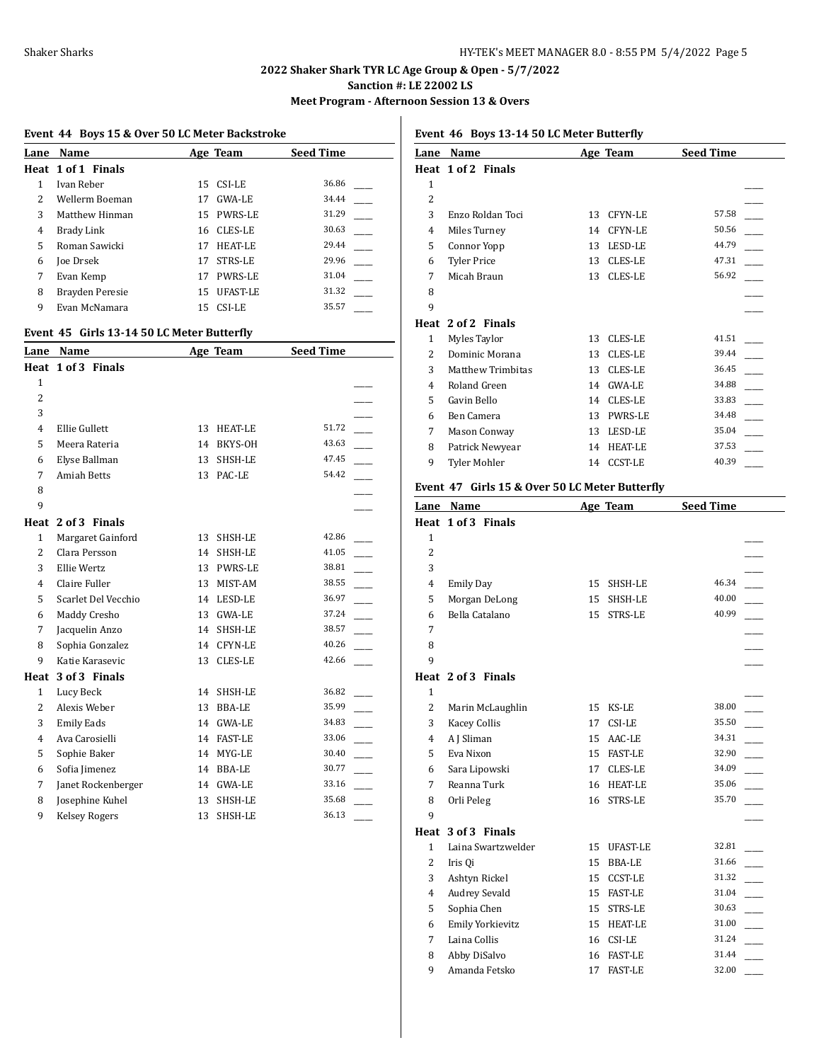## 2022 Shaker Shark TYR LC Age Group & Open - 5/7/2022

**Sanction #: LE 22002 LS**

**Meet Program - Afternoon Session 13 & Overs**

### Event 44 Boys 15 & Over 50 LC Meter Backstroke

| Lane | Name | Age | Team | Seed Time | |
|---|---|---|---|---|---|
| **Heat 1 of 1 Finals** | | | | | |
| 1 | Ivan Reber | 15 | CSI-LE | 36.86 | ____ |
| 2 | Wellerm Boeman | 17 | GWA-LE | 34.44 | ____ |
| 3 | Matthew Hinman | 15 | PWRS-LE | 31.29 | ____ |
| 4 | Brady Link | 16 | CLES-LE | 30.63 | ____ |
| 5 | Roman Sawicki | 17 | HEAT-LE | 29.44 | ____ |
| 6 | Joe Drsek | 17 | STRS-LE | 29.96 | ____ |
| 7 | Evan Kemp | 17 | PWRS-LE | 31.04 | ____ |
| 8 | Brayden Peresie | 15 | UFAST-LE | 31.32 | ____ |
| 9 | Evan McNamara | 15 | CSI-LE | 35.57 | ____ |

### Event 45 Girls 13-14 50 LC Meter Butterfly

| Lane | Name | Age | Team | Seed Time | |
|---|---|---|---|---|---|
| **Heat 1 of 3 Finals** | | | | | |
| 1 | | | | | ____ |
| 2 | | | | | ____ |
| 3 | | | | | ____ |
| 4 | Ellie Gullett | 13 | HEAT-LE | 51.72 | ____ |
| 5 | Meera Rateria | 14 | BKYS-OH | 43.63 | ____ |
| 6 | Elyse Ballman | 13 | SHSH-LE | 47.45 | ____ |
| 7 | Amiah Betts | 13 | PAC-LE | 54.42 | ____ |
| 8 | | | | | ____ |
| 9 | | | | | ____ |
| **Heat 2 of 3 Finals** | | | | | |
| 1 | Margaret Gainford | 13 | SHSH-LE | 42.86 | ____ |
| 2 | Clara Persson | 14 | SHSH-LE | 41.05 | ____ |
| 3 | Ellie Wertz | 13 | PWRS-LE | 38.81 | ____ |
| 4 | Claire Fuller | 13 | MIST-AM | 38.55 | ____ |
| 5 | Scarlet Del Vecchio | 14 | LESD-LE | 36.97 | ____ |
| 6 | Maddy Cresho | 13 | GWA-LE | 37.24 | ____ |
| 7 | Jacquelin Anzo | 14 | SHSH-LE | 38.57 | ____ |
| 8 | Sophia Gonzalez | 14 | CFYN-LE | 40.26 | ____ |
| 9 | Katie Karasevic | 13 | CLES-LE | 42.66 | ____ |
| **Heat 3 of 3 Finals** | | | | | |
| 1 | Lucy Beck | 14 | SHSH-LE | 36.82 | ____ |
| 2 | Alexis Weber | 13 | BBA-LE | 35.99 | ____ |
| 3 | Emily Eads | 14 | GWA-LE | 34.83 | ____ |
| 4 | Ava Carosielli | 14 | FAST-LE | 33.06 | ____ |
| 5 | Sophie Baker | 14 | MYG-LE | 30.40 | ____ |
| 6 | Sofia Jimenez | 14 | BBA-LE | 30.77 | ____ |
| 7 | Janet Rockenberger | 14 | GWA-LE | 33.16 | ____ |
| 8 | Josephine Kuhel | 13 | SHSH-LE | 35.68 | ____ |
| 9 | Kelsey Rogers | 13 | SHSH-LE | 36.13 | ____ |

### Event 46 Boys 13-14 50 LC Meter Butterfly

| Lane | Name | Age | Team | Seed Time | |
|---|---|---|---|---|---|
| **Heat 1 of 2 Finals** | | | | | |
| 1 | | | | | ____ |
| 2 | | | | | ____ |
| 3 | Enzo Roldan Toci | 13 | CFYN-LE | 57.58 | ____ |
| 4 | Miles Turney | 14 | CFYN-LE | 50.56 | ____ |
| 5 | Connor Yopp | 13 | LESD-LE | 44.79 | ____ |
| 6 | Tyler Price | 13 | CLES-LE | 47.31 | ____ |
| 7 | Micah Braun | 13 | CLES-LE | 56.92 | ____ |
| 8 | | | | | ____ |
| 9 | | | | | ____ |
| **Heat 2 of 2 Finals** | | | | | |
| 1 | Myles Taylor | 13 | CLES-LE | 41.51 | ____ |
| 2 | Dominic Morana | 13 | CLES-LE | 39.44 | ____ |
| 3 | Matthew Trimbitas | 13 | CLES-LE | 36.45 | ____ |
| 4 | Roland Green | 14 | GWA-LE | 34.88 | ____ |
| 5 | Gavin Bello | 14 | CLES-LE | 33.83 | ____ |
| 6 | Ben Camera | 13 | PWRS-LE | 34.48 | ____ |
| 7 | Mason Conway | 13 | LESD-LE | 35.04 | ____ |
| 8 | Patrick Newyear | 14 | HEAT-LE | 37.53 | ____ |
| 9 | Tyler Mohler | 14 | CCST-LE | 40.39 | ____ |

### Event 47 Girls 15 & Over 50 LC Meter Butterfly

| Lane | Name | Age | Team | Seed Time | |
|---|---|---|---|---|---|
| **Heat 1 of 3 Finals** | | | | | |
| 1 | | | | | ____ |
| 2 | | | | | ____ |
| 3 | | | | | ____ |
| 4 | Emily Day | 15 | SHSH-LE | 46.34 | ____ |
| 5 | Morgan DeLong | 15 | SHSH-LE | 40.00 | ____ |
| 6 | Bella Catalano | 15 | STRS-LE | 40.99 | ____ |
| 7 | | | | | ____ |
| 8 | | | | | ____ |
| 9 | | | | | ____ |
| **Heat 2 of 3 Finals** | | | | | |
| 1 | | | | | ____ |
| 2 | Marin McLaughlin | 15 | KS-LE | 38.00 | ____ |
| 3 | Kacey Collis | 17 | CSI-LE | 35.50 | ____ |
| 4 | A J Sliman | 15 | AAC-LE | 34.31 | ____ |
| 5 | Eva Nixon | 15 | FAST-LE | 32.90 | ____ |
| 6 | Sara Lipowski | 17 | CLES-LE | 34.09 | ____ |
| 7 | Reanna Turk | 16 | HEAT-LE | 35.06 | ____ |
| 8 | Orli Peleg | 16 | STRS-LE | 35.70 | ____ |
| 9 | | | | | ____ |
| **Heat 3 of 3 Finals** | | | | | |
| 1 | Laina Swartzwelder | 15 | UFAST-LE | 32.81 | ____ |
| 2 | Iris Qi | 15 | BBA-LE | 31.66 | ____ |
| 3 | Ashtyn Rickel | 15 | CCST-LE | 31.32 | ____ |
| 4 | Audrey Sevald | 15 | FAST-LE | 31.04 | ____ |
| 5 | Sophia Chen | 15 | STRS-LE | 30.63 | ____ |
| 6 | Emily Yorkievitz | 15 | HEAT-LE | 31.00 | ____ |
| 7 | Laina Collis | 16 | CSI-LE | 31.24 | ____ |
| 8 | Abby DiSalvo | 16 | FAST-LE | 31.44 | ____ |
| 9 | Amanda Fetsko | 17 | FAST-LE | 32.00 | ____ |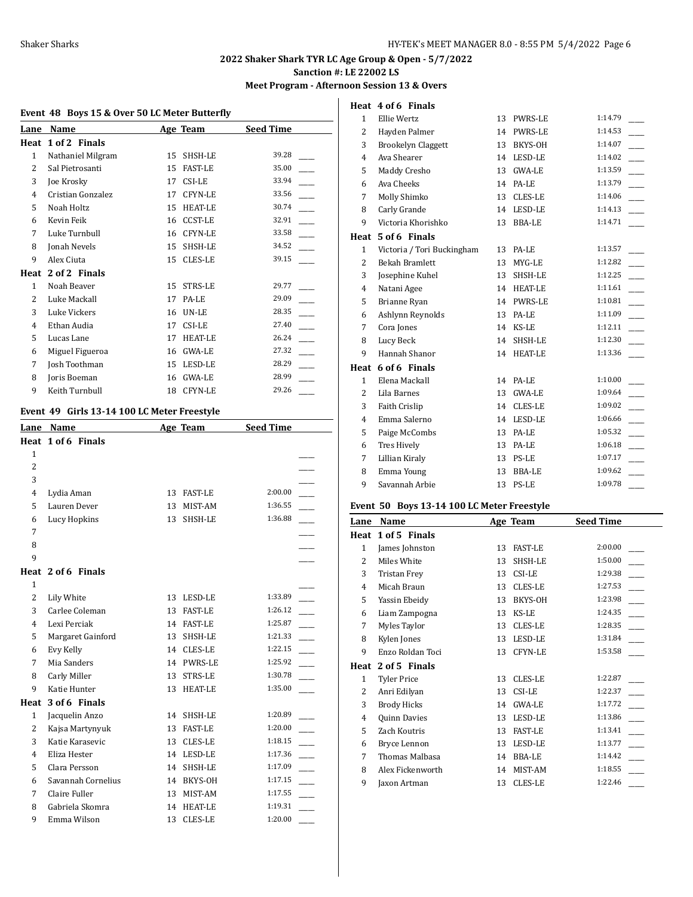## 2022 Shaker Shark TYR LC Age Group & Open - 5/7/2022

**Sanction #: LE 22002 LS**

**Meet Program - Afternoon Session 13 & Overs**

### Event 48 Boys 15 & Over 50 LC Meter Butterfly

| Lane | Name | Age | Team | Seed Time |
|---|---|---|---|---|
| **Heat 1 of 2 Finals** | | | | |
| 1 | Nathaniel Milgram | 15 | SHSH-LE | 39.28 |
| 2 | Sal Pietrosanti | 15 | FAST-LE | 35.00 |
| 3 | Joe Krosky | 17 | CSI-LE | 33.94 |
| 4 | Cristian Gonzalez | 17 | CFYN-LE | 33.56 |
| 5 | Noah Holtz | 15 | HEAT-LE | 30.74 |
| 6 | Kevin Feik | 16 | CCST-LE | 32.91 |
| 7 | Luke Turnbull | 16 | CFYN-LE | 33.58 |
| 8 | Jonah Nevels | 15 | SHSH-LE | 34.52 |
| 9 | Alex Ciuta | 15 | CLES-LE | 39.15 |
| **Heat 2 of 2 Finals** | | | | |
| 1 | Noah Beaver | 15 | STRS-LE | 29.77 |
| 2 | Luke Mackall | 17 | PA-LE | 29.09 |
| 3 | Luke Vickers | 16 | UN-LE | 28.35 |
| 4 | Ethan Audia | 17 | CSI-LE | 27.40 |
| 5 | Lucas Lane | 17 | HEAT-LE | 26.24 |
| 6 | Miguel Figueroa | 16 | GWA-LE | 27.32 |
| 7 | Josh Toothman | 15 | LESD-LE | 28.29 |
| 8 | Joris Boeman | 16 | GWA-LE | 28.99 |
| 9 | Keith Turnbull | 18 | CFYN-LE | 29.26 |

### Event 49 Girls 13-14 100 LC Meter Freestyle

| Lane | Name | Age | Team | Seed Time |
|---|---|---|---|---|
| **Heat 1 of 6 Finals** | | | | |
| 1 | | | | |
| 2 | | | | |
| 3 | | | | |
| 4 | Lydia Aman | 13 | FAST-LE | 2:00.00 |
| 5 | Lauren Dever | 13 | MIST-AM | 1:36.55 |
| 6 | Lucy Hopkins | 13 | SHSH-LE | 1:36.88 |
| 7 | | | | |
| 8 | | | | |
| 9 | | | | |
| **Heat 2 of 6 Finals** | | | | |
| 1 | | | | |
| 2 | Lily White | 13 | LESD-LE | 1:33.89 |
| 3 | Carlee Coleman | 13 | FAST-LE | 1:26.12 |
| 4 | Lexi Perciak | 14 | FAST-LE | 1:25.87 |
| 5 | Margaret Gainford | 13 | SHSH-LE | 1:21.33 |
| 6 | Evy Kelly | 14 | CLES-LE | 1:22.15 |
| 7 | Mia Sanders | 14 | PWRS-LE | 1:25.92 |
| 8 | Carly Miller | 13 | STRS-LE | 1:30.78 |
| 9 | Katie Hunter | 13 | HEAT-LE | 1:35.00 |
| **Heat 3 of 6 Finals** | | | | |
| 1 | Jacquelin Anzo | 14 | SHSH-LE | 1:20.89 |
| 2 | Kajsa Martynyuk | 13 | FAST-LE | 1:20.00 |
| 3 | Katie Karasevic | 13 | CLES-LE | 1:18.15 |
| 4 | Eliza Hester | 14 | LESD-LE | 1:17.36 |
| 5 | Clara Persson | 14 | SHSH-LE | 1:17.09 |
| 6 | Savannah Cornelius | 14 | BKYS-OH | 1:17.15 |
| 7 | Claire Fuller | 13 | MIST-AM | 1:17.55 |
| 8 | Gabriela Skomra | 14 | HEAT-LE | 1:19.31 |
| 9 | Emma Wilson | 13 | CLES-LE | 1:20.00 |
| **Heat 4 of 6 Finals** | | | | |
| 1 | Ellie Wertz | 13 | PWRS-LE | 1:14.79 |
| 2 | Hayden Palmer | 14 | PWRS-LE | 1:14.53 |
| 3 | Brookelyn Claggett | 13 | BKYS-OH | 1:14.07 |
| 4 | Ava Shearer | 14 | LESD-LE | 1:14.02 |
| 5 | Maddy Cresho | 13 | GWA-LE | 1:13.59 |
| 6 | Ava Cheeks | 14 | PA-LE | 1:13.79 |
| 7 | Molly Shimko | 13 | CLES-LE | 1:14.06 |
| 8 | Carly Grande | 14 | LESD-LE | 1:14.13 |
| 9 | Victoria Khorishko | 13 | BBA-LE | 1:14.71 |
| **Heat 5 of 6 Finals** | | | | |
| 1 | Victoria / Tori Buckingham | 13 | PA-LE | 1:13.57 |
| 2 | Bekah Bramlett | 13 | MYG-LE | 1:12.82 |
| 3 | Josephine Kuhel | 13 | SHSH-LE | 1:12.25 |
| 4 | Natani Agee | 14 | HEAT-LE | 1:11.61 |
| 5 | Brianne Ryan | 14 | PWRS-LE | 1:10.81 |
| 6 | Ashlynn Reynolds | 13 | PA-LE | 1:11.09 |
| 7 | Cora Jones | 14 | KS-LE | 1:12.11 |
| 8 | Lucy Beck | 14 | SHSH-LE | 1:12.30 |
| 9 | Hannah Shanor | 14 | HEAT-LE | 1:13.36 |
| **Heat 6 of 6 Finals** | | | | |
| 1 | Elena Mackall | 14 | PA-LE | 1:10.00 |
| 2 | Lila Barnes | 13 | GWA-LE | 1:09.64 |
| 3 | Faith Crislip | 14 | CLES-LE | 1:09.02 |
| 4 | Emma Salerno | 14 | LESD-LE | 1:06.66 |
| 5 | Paige McCombs | 13 | PA-LE | 1:05.32 |
| 6 | Tres Hively | 13 | PA-LE | 1:06.18 |
| 7 | Lillian Kiraly | 13 | PS-LE | 1:07.17 |
| 8 | Emma Young | 13 | BBA-LE | 1:09.62 |
| 9 | Savannah Arbie | 13 | PS-LE | 1:09.78 |

### Event 50 Boys 13-14 100 LC Meter Freestyle

| Lane | Name | Age | Team | Seed Time |
|---|---|---|---|---|
| **Heat 1 of 5 Finals** | | | | |
| 1 | James Johnston | 13 | FAST-LE | 2:00.00 |
| 2 | Miles White | 13 | SHSH-LE | 1:50.00 |
| 3 | Tristan Frey | 13 | CSI-LE | 1:29.38 |
| 4 | Micah Braun | 13 | CLES-LE | 1:27.53 |
| 5 | Yassin Ebeidy | 13 | BKYS-OH | 1:23.98 |
| 6 | Liam Zampogna | 13 | KS-LE | 1:24.35 |
| 7 | Myles Taylor | 13 | CLES-LE | 1:28.35 |
| 8 | Kylen Jones | 13 | LESD-LE | 1:31.84 |
| 9 | Enzo Roldan Toci | 13 | CFYN-LE | 1:53.58 |
| **Heat 2 of 5 Finals** | | | | |
| 1 | Tyler Price | 13 | CLES-LE | 1:22.87 |
| 2 | Anri Edilyan | 13 | CSI-LE | 1:22.37 |
| 3 | Brody Hicks | 14 | GWA-LE | 1:17.72 |
| 4 | Quinn Davies | 13 | LESD-LE | 1:13.86 |
| 5 | Zach Koutris | 13 | FAST-LE | 1:13.41 |
| 6 | Bryce Lennon | 13 | LESD-LE | 1:13.77 |
| 7 | Thomas Malbasa | 14 | BBA-LE | 1:14.42 |
| 8 | Alex Fickenworth | 14 | MIST-AM | 1:18.55 |
| 9 | Jaxon Artman | 13 | CLES-LE | 1:22.46 |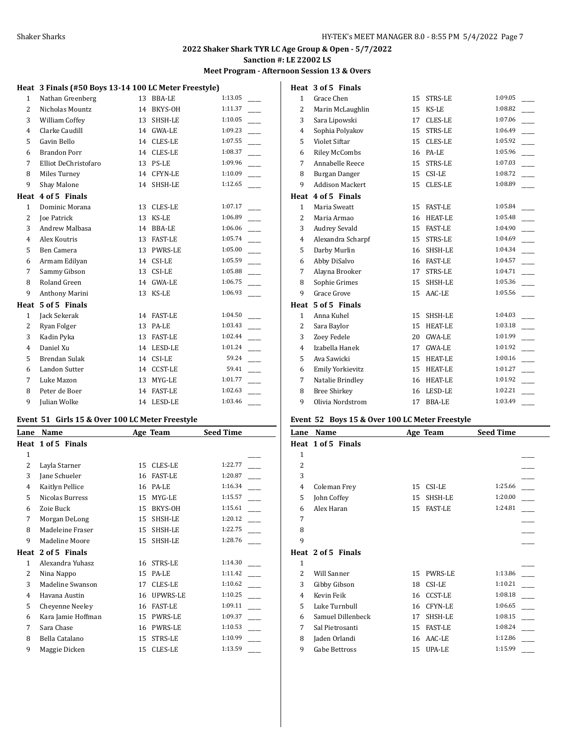## 2022 Shaker Shark TYR LC Age Group & Open - 5/7/2022

### Sanction #: LE 22002 LS

### Meet Program - Afternoon Session 13 & Overs

**Heat 3 Finals (#50 Boys 13-14 100 LC Meter Freestyle)**

| Lane | Name | Age | Team | Seed Time | |
|---|---|---|---|---|---|
| 1 | Nathan Greenberg | 13 | BBA-LE | 1:13.05 | ____ |
| 2 | Nicholas Mountz | 14 | BKYS-OH | 1:11.37 | ____ |
| 3 | William Coffey | 13 | SHSH-LE | 1:10.05 | ____ |
| 4 | Clarke Caudill | 14 | GWA-LE | 1:09.23 | ____ |
| 5 | Gavin Bello | 14 | CLES-LE | 1:07.55 | ____ |
| 6 | Brandon Porr | 14 | CLES-LE | 1:08.37 | ____ |
| 7 | Elliot DeChristofaro | 13 | PS-LE | 1:09.96 | ____ |
| 8 | Miles Turney | 14 | CFYN-LE | 1:10.09 | ____ |
| 9 | Shay Malone | 14 | SHSH-LE | 1:12.65 | ____ |

**Heat 4 of 5 Finals**

| Lane | Name | Age | Team | Seed Time | |
|---|---|---|---|---|---|
| 1 | Dominic Morana | 13 | CLES-LE | 1:07.17 | ____ |
| 2 | Joe Patrick | 13 | KS-LE | 1:06.89 | ____ |
| 3 | Andrew Malbasa | 14 | BBA-LE | 1:06.06 | ____ |
| 4 | Alex Koutris | 13 | FAST-LE | 1:05.74 | ____ |
| 5 | Ben Camera | 13 | PWRS-LE | 1:05.00 | ____ |
| 6 | Armam Edilyan | 14 | CSI-LE | 1:05.59 | ____ |
| 7 | Sammy Gibson | 13 | CSI-LE | 1:05.88 | ____ |
| 8 | Roland Green | 14 | GWA-LE | 1:06.75 | ____ |
| 9 | Anthony Marini | 13 | KS-LE | 1:06.93 | ____ |

**Heat 5 of 5 Finals**

| Lane | Name | Age | Team | Seed Time | |
|---|---|---|---|---|---|
| 1 | Jack Sekerak | 14 | FAST-LE | 1:04.50 | ____ |
| 2 | Ryan Folger | 13 | PA-LE | 1:03.43 | ____ |
| 3 | Kadin Pyka | 13 | FAST-LE | 1:02.44 | ____ |
| 4 | Daniel Xu | 14 | LESD-LE | 1:01.24 | ____ |
| 5 | Brendan Sulak | 14 | CSI-LE | 59.24 | ____ |
| 6 | Landon Sutter | 14 | CCST-LE | 59.41 | ____ |
| 7 | Luke Mazon | 13 | MYG-LE | 1:01.77 | ____ |
| 8 | Peter de Boer | 14 | FAST-LE | 1:02.63 | ____ |
| 9 | Julian Wolke | 14 | LESD-LE | 1:03.46 | ____ |

### Event 51 Girls 15 & Over 100 LC Meter Freestyle

**Heat 1 of 5 Finals**

| Lane | Name | Age | Team | Seed Time | |
|---|---|---|---|---|---|
| 1 | | | | | ____ |
| 2 | Layla Starner | 15 | CLES-LE | 1:22.77 | ____ |
| 3 | Jane Schueler | 16 | FAST-LE | 1:20.87 | ____ |
| 4 | Kaitlyn Pellice | 16 | PA-LE | 1:16.34 | ____ |
| 5 | Nicolas Burress | 15 | MYG-LE | 1:15.57 | ____ |
| 6 | Zoie Buck | 15 | BKYS-OH | 1:15.61 | ____ |
| 7 | Morgan DeLong | 15 | SHSH-LE | 1:20.12 | ____ |
| 8 | Madeleine Fraser | 15 | SHSH-LE | 1:22.75 | ____ |
| 9 | Madeline Moore | 15 | SHSH-LE | 1:28.76 | ____ |

**Heat 2 of 5 Finals**

| Lane | Name | Age | Team | Seed Time | |
|---|---|---|---|---|---|
| 1 | Alexandra Yuhasz | 16 | STRS-LE | 1:14.30 | ____ |
| 2 | Nina Nappo | 15 | PA-LE | 1:11.42 | ____ |
| 3 | Madeline Swanson | 17 | CLES-LE | 1:10.62 | ____ |
| 4 | Havana Austin | 16 | UPWRS-LE | 1:10.25 | ____ |
| 5 | Cheyenne Neeley | 16 | FAST-LE | 1:09.11 | ____ |
| 6 | Kara Jamie Hoffman | 15 | PWRS-LE | 1:09.37 | ____ |
| 7 | Sara Chase | 16 | PWRS-LE | 1:10.53 | ____ |
| 8 | Bella Catalano | 15 | STRS-LE | 1:10.99 | ____ |
| 9 | Maggie Dicken | 15 | CLES-LE | 1:13.59 | ____ |

**Heat 3 of 5 Finals**

| Lane | Name | Age | Team | Seed Time | |
|---|---|---|---|---|---|
| 1 | Grace Chen | 15 | STRS-LE | 1:09.05 | ____ |
| 2 | Marin McLaughlin | 15 | KS-LE | 1:08.82 | ____ |
| 3 | Sara Lipowski | 17 | CLES-LE | 1:07.06 | ____ |
| 4 | Sophia Polyakov | 15 | STRS-LE | 1:06.49 | ____ |
| 5 | Violet Siftar | 15 | CLES-LE | 1:05.92 | ____ |
| 6 | Riley McCombs | 16 | PA-LE | 1:05.96 | ____ |
| 7 | Annabelle Reece | 15 | STRS-LE | 1:07.03 | ____ |
| 8 | Burgan Danger | 15 | CSI-LE | 1:08.72 | ____ |
| 9 | Addison Mackert | 15 | CLES-LE | 1:08.89 | ____ |

**Heat 4 of 5 Finals**

| Lane | Name | Age | Team | Seed Time | |
|---|---|---|---|---|---|
| 1 | Maria Sweatt | 15 | FAST-LE | 1:05.84 | ____ |
| 2 | Maria Armao | 16 | HEAT-LE | 1:05.48 | ____ |
| 3 | Audrey Sevald | 15 | FAST-LE | 1:04.90 | ____ |
| 4 | Alexandra Scharpf | 15 | STRS-LE | 1:04.69 | ____ |
| 5 | Darby Murlin | 16 | SHSH-LE | 1:04.34 | ____ |
| 6 | Abby DiSalvo | 16 | FAST-LE | 1:04.57 | ____ |
| 7 | Alayna Brooker | 17 | STRS-LE | 1:04.71 | ____ |
| 8 | Sophie Grimes | 15 | SHSH-LE | 1:05.36 | ____ |
| 9 | Grace Grove | 15 | AAC-LE | 1:05.56 | ____ |

**Heat 5 of 5 Finals**

| Lane | Name | Age | Team | Seed Time | |
|---|---|---|---|---|---|
| 1 | Anna Kuhel | 15 | SHSH-LE | 1:04.03 | ____ |
| 2 | Sara Baylor | 15 | HEAT-LE | 1:03.18 | ____ |
| 3 | Zoey Fedele | 20 | GWA-LE | 1:01.99 | ____ |
| 4 | Izabella Hanek | 17 | GWA-LE | 1:01.92 | ____ |
| 5 | Ava Sawicki | 15 | HEAT-LE | 1:00.16 | ____ |
| 6 | Emily Yorkievitz | 15 | HEAT-LE | 1:01.27 | ____ |
| 7 | Natalie Brindley | 16 | HEAT-LE | 1:01.92 | ____ |
| 8 | Bree Shirkey | 16 | LESD-LE | 1:02.21 | ____ |
| 9 | Olivia Nordstrom | 17 | BBA-LE | 1:03.49 | ____ |

### Event 52 Boys 15 & Over 100 LC Meter Freestyle

**Heat 1 of 5 Finals**

| Lane | Name | Age | Team | Seed Time | |
|---|---|---|---|---|---|
| 1 | | | | | ____ |
| 2 | | | | | ____ |
| 3 | | | | | ____ |
| 4 | Coleman Frey | 15 | CSI-LE | 1:25.66 | ____ |
| 5 | John Coffey | 15 | SHSH-LE | 1:20.00 | ____ |
| 6 | Alex Haran | 15 | FAST-LE | 1:24.81 | ____ |
| 7 | | | | | ____ |
| 8 | | | | | ____ |
| 9 | | | | | ____ |

**Heat 2 of 5 Finals**

| Lane | Name | Age | Team | Seed Time | |
|---|---|---|---|---|---|
| 1 | | | | | ____ |
| 2 | Will Sanner | 15 | PWRS-LE | 1:13.86 | ____ |
| 3 | Gibby Gibson | 18 | CSI-LE | 1:10.21 | ____ |
| 4 | Kevin Feik | 16 | CCST-LE | 1:08.18 | ____ |
| 5 | Luke Turnbull | 16 | CFYN-LE | 1:06.65 | ____ |
| 6 | Samuel Dillenbeck | 17 | SHSH-LE | 1:08.15 | ____ |
| 7 | Sal Pietrosanti | 15 | FAST-LE | 1:08.24 | ____ |
| 8 | Jaden Orlandi | 16 | AAC-LE | 1:12.86 | ____ |
| 9 | Gabe Bettross | 15 | UPA-LE | 1:15.99 | ____ |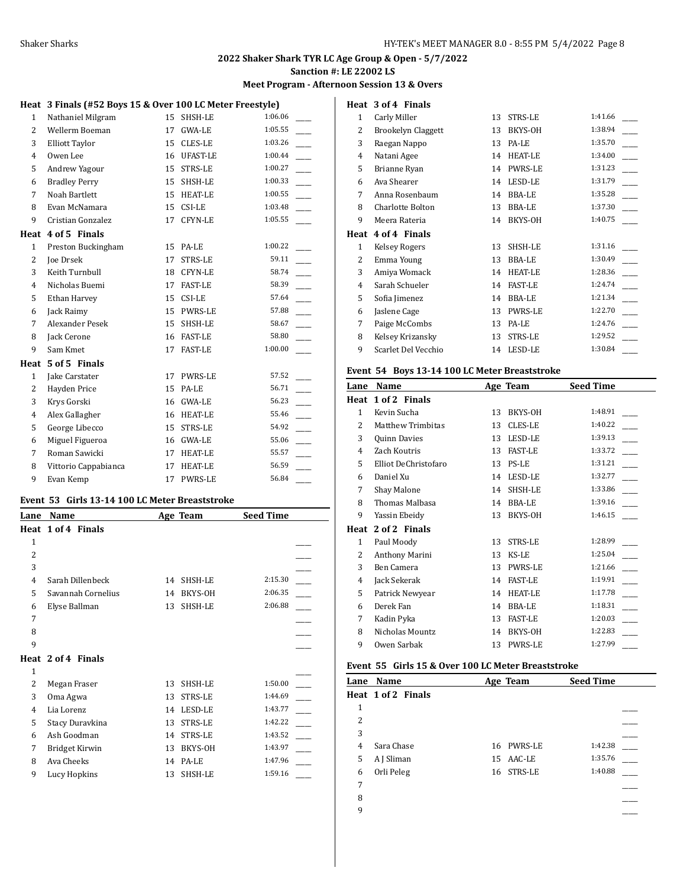## 2022 Shaker Shark TYR LC Age Group & Open - 5/7/2022
### Sanction #: LE 22002 LS
### Meet Program - Afternoon Session 13 & Overs

**Heat 3 Finals (#52 Boys 15 & Over 100 LC Meter Freestyle)**

| Lane | Name | Age | Team | Seed Time | |
|---|---|---|---|---|---|
| 1 | Nathaniel Milgram | 15 | SHSH-LE | 1:06.06 | ____ |
| 2 | Wellerm Boeman | 17 | GWA-LE | 1:05.55 | ____ |
| 3 | Elliott Taylor | 15 | CLES-LE | 1:03.26 | ____ |
| 4 | Owen Lee | 16 | UFAST-LE | 1:00.44 | ____ |
| 5 | Andrew Yagour | 15 | STRS-LE | 1:00.27 | ____ |
| 6 | Bradley Perry | 15 | SHSH-LE | 1:00.33 | ____ |
| 7 | Noah Bartlett | 15 | HEAT-LE | 1:00.55 | ____ |
| 8 | Evan McNamara | 15 | CSI-LE | 1:03.48 | ____ |
| 9 | Cristian Gonzalez | 17 | CFYN-LE | 1:05.55 | ____ |

**Heat 4 of 5 Finals**

| Lane | Name | Age | Team | Seed Time | |
|---|---|---|---|---|---|
| 1 | Preston Buckingham | 15 | PA-LE | 1:00.22 | ____ |
| 2 | Joe Drsek | 17 | STRS-LE | 59.11 | ____ |
| 3 | Keith Turnbull | 18 | CFYN-LE | 58.74 | ____ |
| 4 | Nicholas Buemi | 17 | FAST-LE | 58.39 | ____ |
| 5 | Ethan Harvey | 15 | CSI-LE | 57.64 | ____ |
| 6 | Jack Raimy | 15 | PWRS-LE | 57.88 | ____ |
| 7 | Alexander Pesek | 15 | SHSH-LE | 58.67 | ____ |
| 8 | Jack Cerone | 16 | FAST-LE | 58.80 | ____ |
| 9 | Sam Kmet | 17 | FAST-LE | 1:00.00 | ____ |

**Heat 5 of 5 Finals**

| Lane | Name | Age | Team | Seed Time | |
|---|---|---|---|---|---|
| 1 | Jake Carstater | 17 | PWRS-LE | 57.52 | ____ |
| 2 | Hayden Price | 15 | PA-LE | 56.71 | ____ |
| 3 | Krys Gorski | 16 | GWA-LE | 56.23 | ____ |
| 4 | Alex Gallagher | 16 | HEAT-LE | 55.46 | ____ |
| 5 | George Libecco | 15 | STRS-LE | 54.92 | ____ |
| 6 | Miguel Figueroa | 16 | GWA-LE | 55.06 | ____ |
| 7 | Roman Sawicki | 17 | HEAT-LE | 55.57 | ____ |
| 8 | Vittorio Cappabianca | 17 | HEAT-LE | 56.59 | ____ |
| 9 | Evan Kemp | 17 | PWRS-LE | 56.84 | ____ |

### Event 53 Girls 13-14 100 LC Meter Breaststroke

| Lane | Name | Age | Team | Seed Time | |
|---|---|---|---|---|---|
| **Heat 1 of 4 Finals** | | | | | |
| 1 | | | | | ____ |
| 2 | | | | | ____ |
| 3 | | | | | ____ |
| 4 | Sarah Dillenbeck | 14 | SHSH-LE | 2:15.30 | ____ |
| 5 | Savannah Cornelius | 14 | BKYS-OH | 2:06.35 | ____ |
| 6 | Elyse Ballman | 13 | SHSH-LE | 2:06.88 | ____ |
| 7 | | | | | ____ |
| 8 | | | | | ____ |
| 9 | | | | | ____ |
| **Heat 2 of 4 Finals** | | | | | |
| 1 | | | | | ____ |
| 2 | Megan Fraser | 13 | SHSH-LE | 1:50.00 | ____ |
| 3 | Oma Agwa | 13 | STRS-LE | 1:44.69 | ____ |
| 4 | Lia Lorenz | 14 | LESD-LE | 1:43.77 | ____ |
| 5 | Stacy Duravkina | 13 | STRS-LE | 1:42.22 | ____ |
| 6 | Ash Goodman | 14 | STRS-LE | 1:43.52 | ____ |
| 7 | Bridget Kirwin | 13 | BKYS-OH | 1:43.97 | ____ |
| 8 | Ava Cheeks | 14 | PA-LE | 1:47.96 | ____ |
| 9 | Lucy Hopkins | 13 | SHSH-LE | 1:59.16 | ____ |
| **Heat 3 of 4 Finals** | | | | | |
| 1 | Carly Miller | 13 | STRS-LE | 1:41.66 | ____ |
| 2 | Brookelyn Claggett | 13 | BKYS-OH | 1:38.94 | ____ |
| 3 | Raegan Nappo | 13 | PA-LE | 1:35.70 | ____ |
| 4 | Natani Agee | 14 | HEAT-LE | 1:34.00 | ____ |
| 5 | Brianne Ryan | 14 | PWRS-LE | 1:31.23 | ____ |
| 6 | Ava Shearer | 14 | LESD-LE | 1:31.79 | ____ |
| 7 | Anna Rosenbaum | 14 | BBA-LE | 1:35.28 | ____ |
| 8 | Charlotte Bolton | 13 | BBA-LE | 1:37.30 | ____ |
| 9 | Meera Rateria | 14 | BKYS-OH | 1:40.75 | ____ |
| **Heat 4 of 4 Finals** | | | | | |
| 1 | Kelsey Rogers | 13 | SHSH-LE | 1:31.16 | ____ |
| 2 | Emma Young | 13 | BBA-LE | 1:30.49 | ____ |
| 3 | Amiya Womack | 14 | HEAT-LE | 1:28.36 | ____ |
| 4 | Sarah Schueler | 14 | FAST-LE | 1:24.74 | ____ |
| 5 | Sofia Jimenez | 14 | BBA-LE | 1:21.34 | ____ |
| 6 | Jaslene Cage | 13 | PWRS-LE | 1:22.70 | ____ |
| 7 | Paige McCombs | 13 | PA-LE | 1:24.76 | ____ |
| 8 | Kelsey Krizansky | 13 | STRS-LE | 1:29.52 | ____ |
| 9 | Scarlet Del Vecchio | 14 | LESD-LE | 1:30.84 | ____ |

### Event 54 Boys 13-14 100 LC Meter Breaststroke

| Lane | Name | Age | Team | Seed Time | |
|---|---|---|---|---|---|
| **Heat 1 of 2 Finals** | | | | | |
| 1 | Kevin Sucha | 13 | BKYS-OH | 1:48.91 | ____ |
| 2 | Matthew Trimbitas | 13 | CLES-LE | 1:40.22 | ____ |
| 3 | Quinn Davies | 13 | LESD-LE | 1:39.13 | ____ |
| 4 | Zach Koutris | 13 | FAST-LE | 1:33.72 | ____ |
| 5 | Elliot DeChristofaro | 13 | PS-LE | 1:31.21 | ____ |
| 6 | Daniel Xu | 14 | LESD-LE | 1:32.77 | ____ |
| 7 | Shay Malone | 14 | SHSH-LE | 1:33.86 | ____ |
| 8 | Thomas Malbasa | 14 | BBA-LE | 1:39.16 | ____ |
| 9 | Yassin Ebeidy | 13 | BKYS-OH | 1:46.15 | ____ |
| **Heat 2 of 2 Finals** | | | | | |
| 1 | Paul Moody | 13 | STRS-LE | 1:28.99 | ____ |
| 2 | Anthony Marini | 13 | KS-LE | 1:25.04 | ____ |
| 3 | Ben Camera | 13 | PWRS-LE | 1:21.66 | ____ |
| 4 | Jack Sekerak | 14 | FAST-LE | 1:19.91 | ____ |
| 5 | Patrick Newyear | 14 | HEAT-LE | 1:17.78 | ____ |
| 6 | Derek Fan | 14 | BBA-LE | 1:18.31 | ____ |
| 7 | Kadin Pyka | 13 | FAST-LE | 1:20.03 | ____ |
| 8 | Nicholas Mountz | 14 | BKYS-OH | 1:22.83 | ____ |
| 9 | Owen Sarbak | 13 | PWRS-LE | 1:27.99 | ____ |

### Event 55 Girls 15 & Over 100 LC Meter Breaststroke

| Lane | Name | Age | Team | Seed Time | |
|---|---|---|---|---|---|
| **Heat 1 of 2 Finals** | | | | | |
| 1 | | | | | ____ |
| 2 | | | | | ____ |
| 3 | | | | | ____ |
| 4 | Sara Chase | 16 | PWRS-LE | 1:42.38 | ____ |
| 5 | A J Sliman | 15 | AAC-LE | 1:35.76 | ____ |
| 6 | Orli Peleg | 16 | STRS-LE | 1:40.88 | ____ |
| 7 | | | | | ____ |
| 8 | | | | | ____ |
| 9 | | | | | ____ |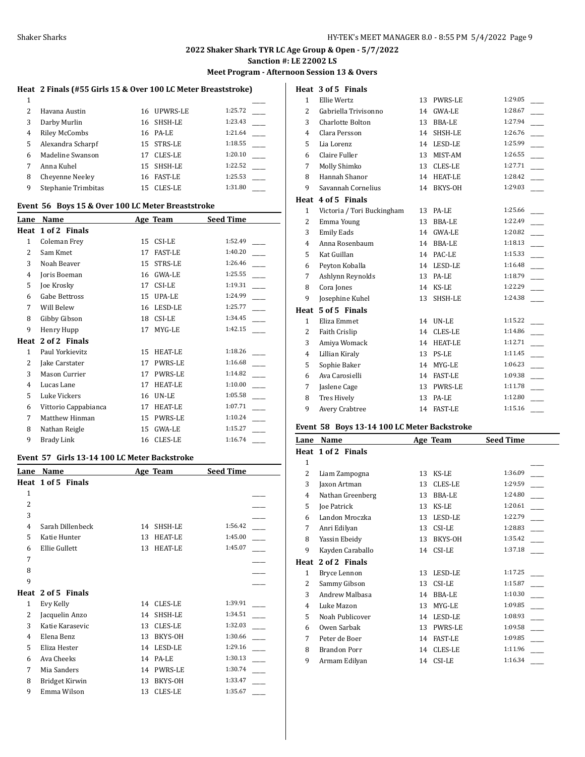## 2022 Shaker Shark TYR LC Age Group & Open - 5/7/2022

### Sanction #: LE 22002 LS

### Meet Program - Afternoon Session 13 & Overs

**Heat 2 Finals (#55 Girls 15 & Over 100 LC Meter Breaststroke)**

| Lane | Name | Age | Team | Seed Time |
|---|---|---|---|---|
| 1 | | | | ___ |
| 2 | Havana Austin | 16 | UPWRS-LE | 1:25.72 ___ |
| 3 | Darby Murlin | 16 | SHSH-LE | 1:23.43 ___ |
| 4 | Riley McCombs | 16 | PA-LE | 1:21.64 ___ |
| 5 | Alexandra Scharpf | 15 | STRS-LE | 1:18.55 ___ |
| 6 | Madeline Swanson | 17 | CLES-LE | 1:20.10 ___ |
| 7 | Anna Kuhel | 15 | SHSH-LE | 1:22.52 ___ |
| 8 | Cheyenne Neeley | 16 | FAST-LE | 1:25.53 ___ |
| 9 | Stephanie Trimbitas | 15 | CLES-LE | 1:31.80 ___ |

**Event 56 Boys 15 & Over 100 LC Meter Breaststroke**

| Lane | Name | Age | Team | Seed Time |
|---|---|---|---|---|
| **Heat 1 of 2 Finals** | | | | |
| 1 | Coleman Frey | 15 | CSI-LE | 1:52.49 ___ |
| 2 | Sam Kmet | 17 | FAST-LE | 1:40.20 ___ |
| 3 | Noah Beaver | 15 | STRS-LE | 1:26.46 ___ |
| 4 | Joris Boeman | 16 | GWA-LE | 1:25.55 ___ |
| 5 | Joe Krosky | 17 | CSI-LE | 1:19.31 ___ |
| 6 | Gabe Bettross | 15 | UPA-LE | 1:24.99 ___ |
| 7 | Will Belew | 16 | LESD-LE | 1:25.77 ___ |
| 8 | Gibby Gibson | 18 | CSI-LE | 1:34.45 ___ |
| 9 | Henry Hupp | 17 | MYG-LE | 1:42.15 ___ |
| **Heat 2 of 2 Finals** | | | | |
| 1 | Paul Yorkievitz | 15 | HEAT-LE | 1:18.26 ___ |
| 2 | Jake Carstater | 17 | PWRS-LE | 1:16.68 ___ |
| 3 | Mason Currier | 17 | PWRS-LE | 1:14.82 ___ |
| 4 | Lucas Lane | 17 | HEAT-LE | 1:10.00 ___ |
| 5 | Luke Vickers | 16 | UN-LE | 1:05.58 ___ |
| 6 | Vittorio Cappabianca | 17 | HEAT-LE | 1:07.71 ___ |
| 7 | Matthew Hinman | 15 | PWRS-LE | 1:10.24 ___ |
| 8 | Nathan Reigle | 15 | GWA-LE | 1:15.27 ___ |
| 9 | Brady Link | 16 | CLES-LE | 1:16.74 ___ |

**Event 57 Girls 13-14 100 LC Meter Backstroke**

| Lane | Name | Age | Team | Seed Time |
|---|---|---|---|---|
| **Heat 1 of 5 Finals** | | | | |
| 1 | | | | ___ |
| 2 | | | | ___ |
| 3 | | | | ___ |
| 4 | Sarah Dillenbeck | 14 | SHSH-LE | 1:56.42 ___ |
| 5 | Katie Hunter | 13 | HEAT-LE | 1:45.00 ___ |
| 6 | Ellie Gullett | 13 | HEAT-LE | 1:45.07 ___ |
| 7 | | | | ___ |
| 8 | | | | ___ |
| 9 | | | | ___ |
| **Heat 2 of 5 Finals** | | | | |
| 1 | Evy Kelly | 14 | CLES-LE | 1:39.91 ___ |
| 2 | Jacquelin Anzo | 14 | SHSH-LE | 1:34.51 ___ |
| 3 | Katie Karasevic | 13 | CLES-LE | 1:32.03 ___ |
| 4 | Elena Benz | 13 | BKYS-OH | 1:30.66 ___ |
| 5 | Eliza Hester | 14 | LESD-LE | 1:29.16 ___ |
| 6 | Ava Cheeks | 14 | PA-LE | 1:30.13 ___ |
| 7 | Mia Sanders | 14 | PWRS-LE | 1:30.74 ___ |
| 8 | Bridget Kirwin | 13 | BKYS-OH | 1:33.47 ___ |
| 9 | Emma Wilson | 13 | CLES-LE | 1:35.67 ___ |
| **Heat 3 of 5 Finals** | | | | |
| 1 | Ellie Wertz | 13 | PWRS-LE | 1:29.05 ___ |
| 2 | Gabriella Trivisonno | 14 | GWA-LE | 1:28.67 ___ |
| 3 | Charlotte Bolton | 13 | BBA-LE | 1:27.94 ___ |
| 4 | Clara Persson | 14 | SHSH-LE | 1:26.76 ___ |
| 5 | Lia Lorenz | 14 | LESD-LE | 1:25.99 ___ |
| 6 | Claire Fuller | 13 | MIST-AM | 1:26.55 ___ |
| 7 | Molly Shimko | 13 | CLES-LE | 1:27.71 ___ |
| 8 | Hannah Shanor | 14 | HEAT-LE | 1:28.42 ___ |
| 9 | Savannah Cornelius | 14 | BKYS-OH | 1:29.03 ___ |
| **Heat 4 of 5 Finals** | | | | |
| 1 | Victoria / Tori Buckingham | 13 | PA-LE | 1:25.66 ___ |
| 2 | Emma Young | 13 | BBA-LE | 1:22.49 ___ |
| 3 | Emily Eads | 14 | GWA-LE | 1:20.82 ___ |
| 4 | Anna Rosenbaum | 14 | BBA-LE | 1:18.13 ___ |
| 5 | Kat Guillan | 14 | PAC-LE | 1:15.33 ___ |
| 6 | Peyton Koballa | 14 | LESD-LE | 1:16.48 ___ |
| 7 | Ashlynn Reynolds | 13 | PA-LE | 1:18.79 ___ |
| 8 | Cora Jones | 14 | KS-LE | 1:22.29 ___ |
| 9 | Josephine Kuhel | 13 | SHSH-LE | 1:24.38 ___ |
| **Heat 5 of 5 Finals** | | | | |
| 1 | Eliza Emmet | 14 | UN-LE | 1:15.22 ___ |
| 2 | Faith Crislip | 14 | CLES-LE | 1:14.86 ___ |
| 3 | Amiya Womack | 14 | HEAT-LE | 1:12.71 ___ |
| 4 | Lillian Kiraly | 13 | PS-LE | 1:11.45 ___ |
| 5 | Sophie Baker | 14 | MYG-LE | 1:06.23 ___ |
| 6 | Ava Carosielli | 14 | FAST-LE | 1:09.38 ___ |
| 7 | Jaslene Cage | 13 | PWRS-LE | 1:11.78 ___ |
| 8 | Tres Hively | 13 | PA-LE | 1:12.80 ___ |
| 9 | Avery Crabtree | 14 | FAST-LE | 1:15.16 ___ |

**Event 58 Boys 13-14 100 LC Meter Backstroke**

| Lane | Name | Age | Team | Seed Time |
|---|---|---|---|---|
| **Heat 1 of 2 Finals** | | | | |
| 1 | | | | ___ |
| 2 | Liam Zampogna | 13 | KS-LE | 1:36.09 ___ |
| 3 | Jaxon Artman | 13 | CLES-LE | 1:29.59 ___ |
| 4 | Nathan Greenberg | 13 | BBA-LE | 1:24.80 ___ |
| 5 | Joe Patrick | 13 | KS-LE | 1:20.61 ___ |
| 6 | Landon Mroczka | 13 | LESD-LE | 1:22.79 ___ |
| 7 | Anri Edilyan | 13 | CSI-LE | 1:28.83 ___ |
| 8 | Yassin Ebeidy | 13 | BKYS-OH | 1:35.42 ___ |
| 9 | Kayden Caraballo | 14 | CSI-LE | 1:37.18 ___ |
| **Heat 2 of 2 Finals** | | | | |
| 1 | Bryce Lennon | 13 | LESD-LE | 1:17.25 ___ |
| 2 | Sammy Gibson | 13 | CSI-LE | 1:15.87 ___ |
| 3 | Andrew Malbasa | 14 | BBA-LE | 1:10.30 ___ |
| 4 | Luke Mazon | 13 | MYG-LE | 1:09.85 ___ |
| 5 | Noah Publicover | 14 | LESD-LE | 1:08.93 ___ |
| 6 | Owen Sarbak | 13 | PWRS-LE | 1:09.58 ___ |
| 7 | Peter de Boer | 14 | FAST-LE | 1:09.85 ___ |
| 8 | Brandon Porr | 14 | CLES-LE | 1:11.96 ___ |
| 9 | Armam Edilyan | 14 | CSI-LE | 1:16.34 ___ |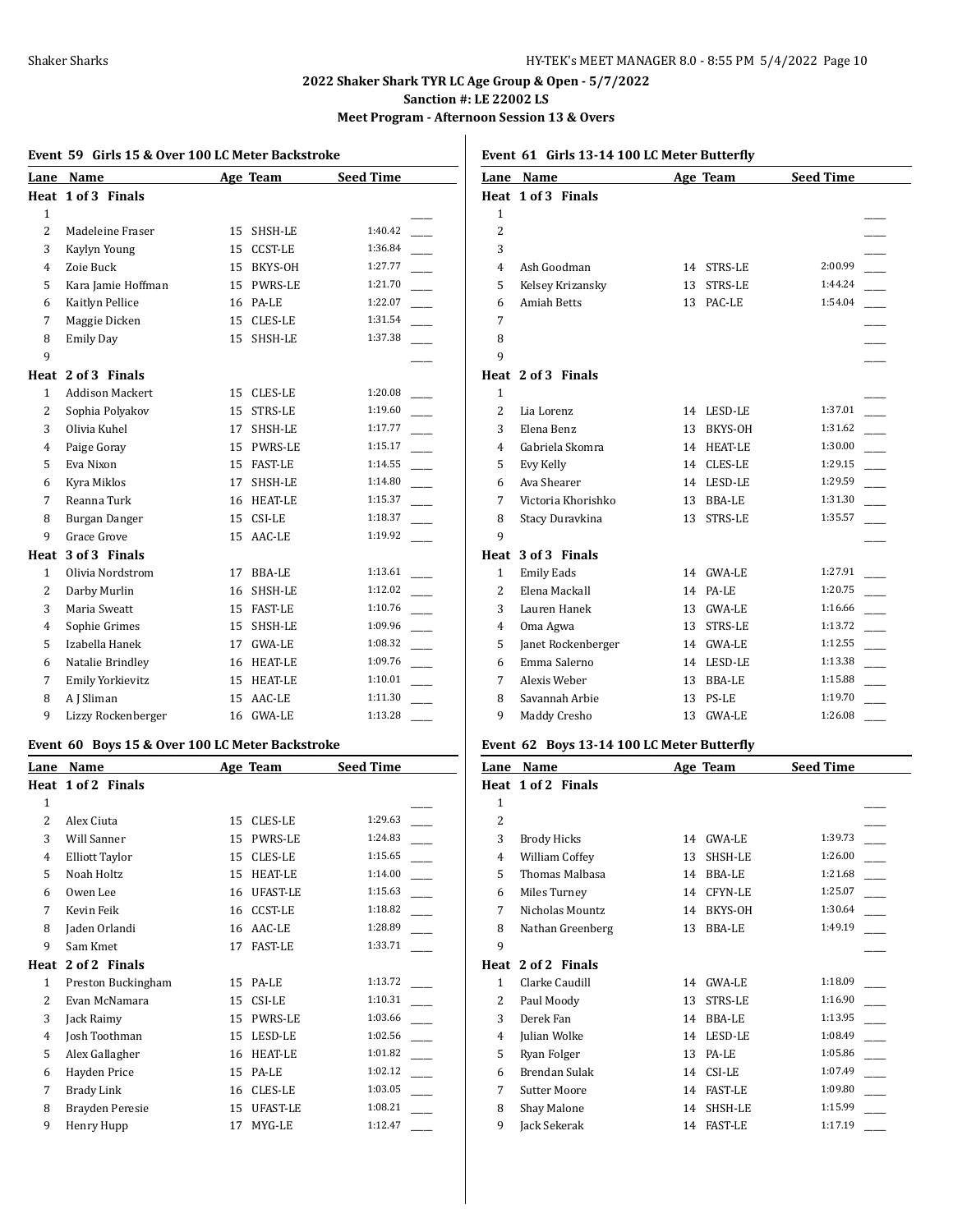## 2022 Shaker Shark TYR LC Age Group & Open - 5/7/2022
### Sanction #: LE 22002 LS
### Meet Program - Afternoon Session 13 & Overs

#### Event 59 Girls 15 & Over 100 LC Meter Backstroke

| Lane | Name | Age | Team | Seed Time | |
|---|---|---|---|---|---|
| **Heat 1 of 3 Finals** | | | | | |
| 1 | | | | | ____ |
| 2 | Madeleine Fraser | 15 | SHSH-LE | 1:40.42 | ____ |
| 3 | Kaylyn Young | 15 | CCST-LE | 1:36.84 | ____ |
| 4 | Zoie Buck | 15 | BKYS-OH | 1:27.77 | ____ |
| 5 | Kara Jamie Hoffman | 15 | PWRS-LE | 1:21.70 | ____ |
| 6 | Kaitlyn Pellice | 16 | PA-LE | 1:22.07 | ____ |
| 7 | Maggie Dicken | 15 | CLES-LE | 1:31.54 | ____ |
| 8 | Emily Day | 15 | SHSH-LE | 1:37.38 | ____ |
| 9 | | | | | ____ |
| **Heat 2 of 3 Finals** | | | | | |
| 1 | Addison Mackert | 15 | CLES-LE | 1:20.08 | ____ |
| 2 | Sophia Polyakov | 15 | STRS-LE | 1:19.60 | ____ |
| 3 | Olivia Kuhel | 17 | SHSH-LE | 1:17.77 | ____ |
| 4 | Paige Goray | 15 | PWRS-LE | 1:15.17 | ____ |
| 5 | Eva Nixon | 15 | FAST-LE | 1:14.55 | ____ |
| 6 | Kyra Miklos | 17 | SHSH-LE | 1:14.80 | ____ |
| 7 | Reanna Turk | 16 | HEAT-LE | 1:15.37 | ____ |
| 8 | Burgan Danger | 15 | CSI-LE | 1:18.37 | ____ |
| 9 | Grace Grove | 15 | AAC-LE | 1:19.92 | ____ |
| **Heat 3 of 3 Finals** | | | | | |
| 1 | Olivia Nordstrom | 17 | BBA-LE | 1:13.61 | ____ |
| 2 | Darby Murlin | 16 | SHSH-LE | 1:12.02 | ____ |
| 3 | Maria Sweatt | 15 | FAST-LE | 1:10.76 | ____ |
| 4 | Sophie Grimes | 15 | SHSH-LE | 1:09.96 | ____ |
| 5 | Izabella Hanek | 17 | GWA-LE | 1:08.32 | ____ |
| 6 | Natalie Brindley | 16 | HEAT-LE | 1:09.76 | ____ |
| 7 | Emily Yorkievitz | 15 | HEAT-LE | 1:10.01 | ____ |
| 8 | A J Sliman | 15 | AAC-LE | 1:11.30 | ____ |
| 9 | Lizzy Rockenberger | 16 | GWA-LE | 1:13.28 | ____ |

#### Event 60 Boys 15 & Over 100 LC Meter Backstroke

| Lane | Name | Age | Team | Seed Time | |
|---|---|---|---|---|---|
| **Heat 1 of 2 Finals** | | | | | |
| 1 | | | | | ____ |
| 2 | Alex Ciuta | 15 | CLES-LE | 1:29.63 | ____ |
| 3 | Will Sanner | 15 | PWRS-LE | 1:24.83 | ____ |
| 4 | Elliott Taylor | 15 | CLES-LE | 1:15.65 | ____ |
| 5 | Noah Holtz | 15 | HEAT-LE | 1:14.00 | ____ |
| 6 | Owen Lee | 16 | UFAST-LE | 1:15.63 | ____ |
| 7 | Kevin Feik | 16 | CCST-LE | 1:18.82 | ____ |
| 8 | Jaden Orlandi | 16 | AAC-LE | 1:28.89 | ____ |
| 9 | Sam Kmet | 17 | FAST-LE | 1:33.71 | ____ |
| **Heat 2 of 2 Finals** | | | | | |
| 1 | Preston Buckingham | 15 | PA-LE | 1:13.72 | ____ |
| 2 | Evan McNamara | 15 | CSI-LE | 1:10.31 | ____ |
| 3 | Jack Raimy | 15 | PWRS-LE | 1:03.66 | ____ |
| 4 | Josh Toothman | 15 | LESD-LE | 1:02.56 | ____ |
| 5 | Alex Gallagher | 16 | HEAT-LE | 1:01.82 | ____ |
| 6 | Hayden Price | 15 | PA-LE | 1:02.12 | ____ |
| 7 | Brady Link | 16 | CLES-LE | 1:03.05 | ____ |
| 8 | Brayden Peresie | 15 | UFAST-LE | 1:08.21 | ____ |
| 9 | Henry Hupp | 17 | MYG-LE | 1:12.47 | ____ |

#### Event 61 Girls 13-14 100 LC Meter Butterfly

| Lane | Name | Age | Team | Seed Time | |
|---|---|---|---|---|---|
| **Heat 1 of 3 Finals** | | | | | |
| 1 | | | | | ____ |
| 2 | | | | | ____ |
| 3 | | | | | ____ |
| 4 | Ash Goodman | 14 | STRS-LE | 2:00.99 | ____ |
| 5 | Kelsey Krizansky | 13 | STRS-LE | 1:44.24 | ____ |
| 6 | Amiah Betts | 13 | PAC-LE | 1:54.04 | ____ |
| 7 | | | | | ____ |
| 8 | | | | | ____ |
| 9 | | | | | ____ |
| **Heat 2 of 3 Finals** | | | | | |
| 1 | | | | | ____ |
| 2 | Lia Lorenz | 14 | LESD-LE | 1:37.01 | ____ |
| 3 | Elena Benz | 13 | BKYS-OH | 1:31.62 | ____ |
| 4 | Gabriela Skomra | 14 | HEAT-LE | 1:30.00 | ____ |
| 5 | Evy Kelly | 14 | CLES-LE | 1:29.15 | ____ |
| 6 | Ava Shearer | 14 | LESD-LE | 1:29.59 | ____ |
| 7 | Victoria Khorishko | 13 | BBA-LE | 1:31.30 | ____ |
| 8 | Stacy Duravkina | 13 | STRS-LE | 1:35.57 | ____ |
| 9 | | | | | ____ |
| **Heat 3 of 3 Finals** | | | | | |
| 1 | Emily Eads | 14 | GWA-LE | 1:27.91 | ____ |
| 2 | Elena Mackall | 14 | PA-LE | 1:20.75 | ____ |
| 3 | Lauren Hanek | 13 | GWA-LE | 1:16.66 | ____ |
| 4 | Oma Agwa | 13 | STRS-LE | 1:13.72 | ____ |
| 5 | Janet Rockenberger | 14 | GWA-LE | 1:12.55 | ____ |
| 6 | Emma Salerno | 14 | LESD-LE | 1:13.38 | ____ |
| 7 | Alexis Weber | 13 | BBA-LE | 1:15.88 | ____ |
| 8 | Savannah Arbie | 13 | PS-LE | 1:19.70 | ____ |
| 9 | Maddy Cresho | 13 | GWA-LE | 1:26.08 | ____ |

#### Event 62 Boys 13-14 100 LC Meter Butterfly

| Lane | Name | Age | Team | Seed Time | |
|---|---|---|---|---|---|
| **Heat 1 of 2 Finals** | | | | | |
| 1 | | | | | ____ |
| 2 | | | | | ____ |
| 3 | Brody Hicks | 14 | GWA-LE | 1:39.73 | ____ |
| 4 | William Coffey | 13 | SHSH-LE | 1:26.00 | ____ |
| 5 | Thomas Malbasa | 14 | BBA-LE | 1:21.68 | ____ |
| 6 | Miles Turney | 14 | CFYN-LE | 1:25.07 | ____ |
| 7 | Nicholas Mountz | 14 | BKYS-OH | 1:30.64 | ____ |
| 8 | Nathan Greenberg | 13 | BBA-LE | 1:49.19 | ____ |
| 9 | | | | | ____ |
| **Heat 2 of 2 Finals** | | | | | |
| 1 | Clarke Caudill | 14 | GWA-LE | 1:18.09 | ____ |
| 2 | Paul Moody | 13 | STRS-LE | 1:16.90 | ____ |
| 3 | Derek Fan | 14 | BBA-LE | 1:13.95 | ____ |
| 4 | Julian Wolke | 14 | LESD-LE | 1:08.49 | ____ |
| 5 | Ryan Folger | 13 | PA-LE | 1:05.86 | ____ |
| 6 | Brendan Sulak | 14 | CSI-LE | 1:07.49 | ____ |
| 7 | Sutter Moore | 14 | FAST-LE | 1:09.80 | ____ |
| 8 | Shay Malone | 14 | SHSH-LE | 1:15.99 | ____ |
| 9 | Jack Sekerak | 14 | FAST-LE | 1:17.19 | ____ |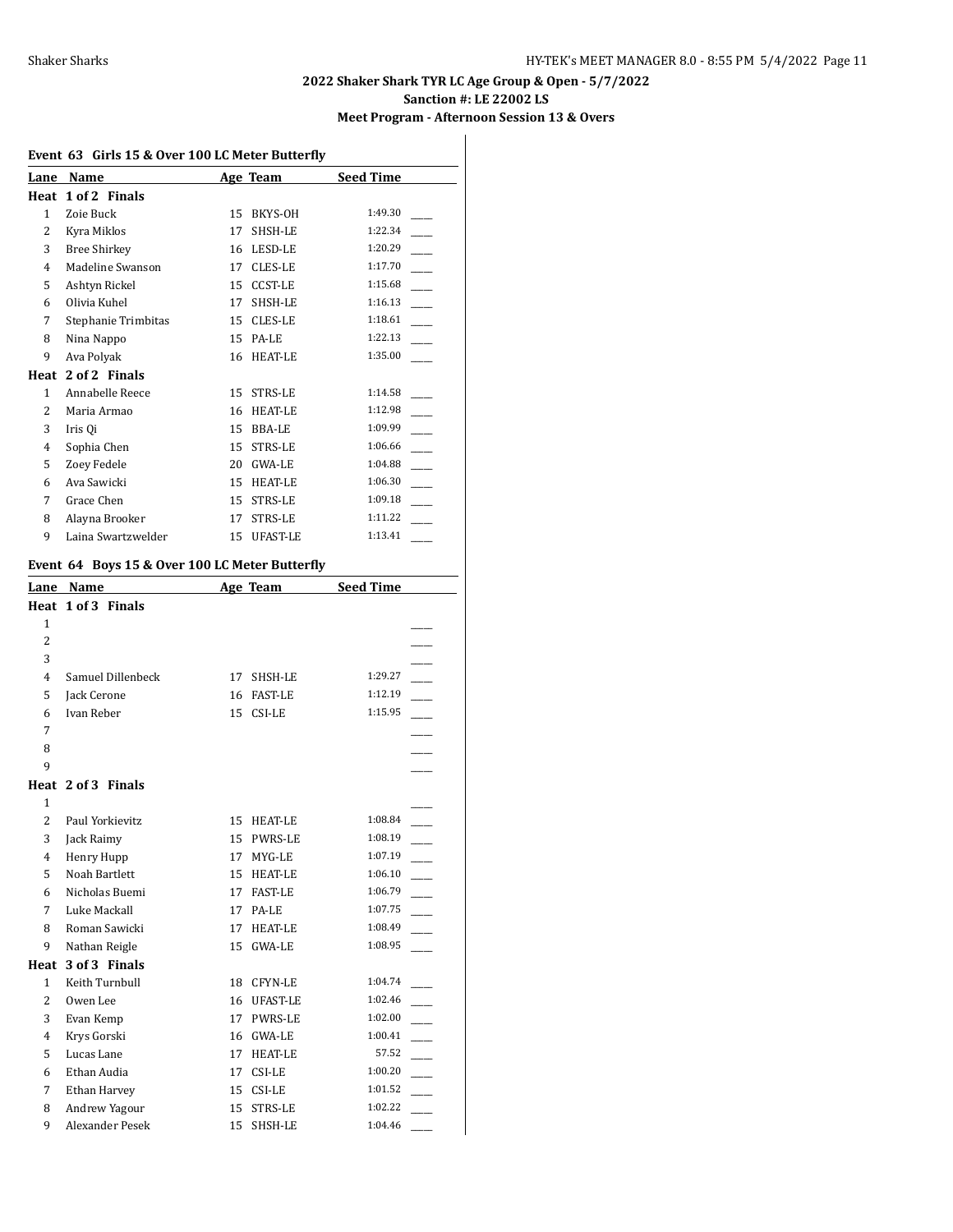## 2022 Shaker Shark TYR LC Age Group & Open - 5/7/2022

**Sanction #: LE 22002 LS**

**Meet Program - Afternoon Session 13 & Overs**

### Event 63 Girls 15 & Over 100 LC Meter Butterfly

| Lane | Name | Age | Team | Seed Time | |
|---|---|---|---|---|---|
| **Heat 1 of 2 Finals** | | | | | |
| 1 | Zoie Buck | 15 | BKYS-OH | 1:49.30 | ____ |
| 2 | Kyra Miklos | 17 | SHSH-LE | 1:22.34 | ____ |
| 3 | Bree Shirkey | 16 | LESD-LE | 1:20.29 | ____ |
| 4 | Madeline Swanson | 17 | CLES-LE | 1:17.70 | ____ |
| 5 | Ashtyn Rickel | 15 | CCST-LE | 1:15.68 | ____ |
| 6 | Olivia Kuhel | 17 | SHSH-LE | 1:16.13 | ____ |
| 7 | Stephanie Trimbitas | 15 | CLES-LE | 1:18.61 | ____ |
| 8 | Nina Nappo | 15 | PA-LE | 1:22.13 | ____ |
| 9 | Ava Polyak | 16 | HEAT-LE | 1:35.00 | ____ |
| **Heat 2 of 2 Finals** | | | | | |
| 1 | Annabelle Reece | 15 | STRS-LE | 1:14.58 | ____ |
| 2 | Maria Armao | 16 | HEAT-LE | 1:12.98 | ____ |
| 3 | Iris Qi | 15 | BBA-LE | 1:09.99 | ____ |
| 4 | Sophia Chen | 15 | STRS-LE | 1:06.66 | ____ |
| 5 | Zoey Fedele | 20 | GWA-LE | 1:04.88 | ____ |
| 6 | Ava Sawicki | 15 | HEAT-LE | 1:06.30 | ____ |
| 7 | Grace Chen | 15 | STRS-LE | 1:09.18 | ____ |
| 8 | Alayna Brooker | 17 | STRS-LE | 1:11.22 | ____ |
| 9 | Laina Swartzwelder | 15 | UFAST-LE | 1:13.41 | ____ |

### Event 64 Boys 15 & Over 100 LC Meter Butterfly

| Lane | Name | Age | Team | Seed Time | |
|---|---|---|---|---|---|
| **Heat 1 of 3 Finals** | | | | | |
| 1 | | | | | ____ |
| 2 | | | | | ____ |
| 3 | | | | | ____ |
| 4 | Samuel Dillenbeck | 17 | SHSH-LE | 1:29.27 | ____ |
| 5 | Jack Cerone | 16 | FAST-LE | 1:12.19 | ____ |
| 6 | Ivan Reber | 15 | CSI-LE | 1:15.95 | ____ |
| 7 | | | | | ____ |
| 8 | | | | | ____ |
| 9 | | | | | ____ |
| **Heat 2 of 3 Finals** | | | | | |
| 1 | | | | | ____ |
| 2 | Paul Yorkievitz | 15 | HEAT-LE | 1:08.84 | ____ |
| 3 | Jack Raimy | 15 | PWRS-LE | 1:08.19 | ____ |
| 4 | Henry Hupp | 17 | MYG-LE | 1:07.19 | ____ |
| 5 | Noah Bartlett | 15 | HEAT-LE | 1:06.10 | ____ |
| 6 | Nicholas Buemi | 17 | FAST-LE | 1:06.79 | ____ |
| 7 | Luke Mackall | 17 | PA-LE | 1:07.75 | ____ |
| 8 | Roman Sawicki | 17 | HEAT-LE | 1:08.49 | ____ |
| 9 | Nathan Reigle | 15 | GWA-LE | 1:08.95 | ____ |
| **Heat 3 of 3 Finals** | | | | | |
| 1 | Keith Turnbull | 18 | CFYN-LE | 1:04.74 | ____ |
| 2 | Owen Lee | 16 | UFAST-LE | 1:02.46 | ____ |
| 3 | Evan Kemp | 17 | PWRS-LE | 1:02.00 | ____ |
| 4 | Krys Gorski | 16 | GWA-LE | 1:00.41 | ____ |
| 5 | Lucas Lane | 17 | HEAT-LE | 57.52 | ____ |
| 6 | Ethan Audia | 17 | CSI-LE | 1:00.20 | ____ |
| 7 | Ethan Harvey | 15 | CSI-LE | 1:01.52 | ____ |
| 8 | Andrew Yagour | 15 | STRS-LE | 1:02.22 | ____ |
| 9 | Alexander Pesek | 15 | SHSH-LE | 1:04.46 | ____ |